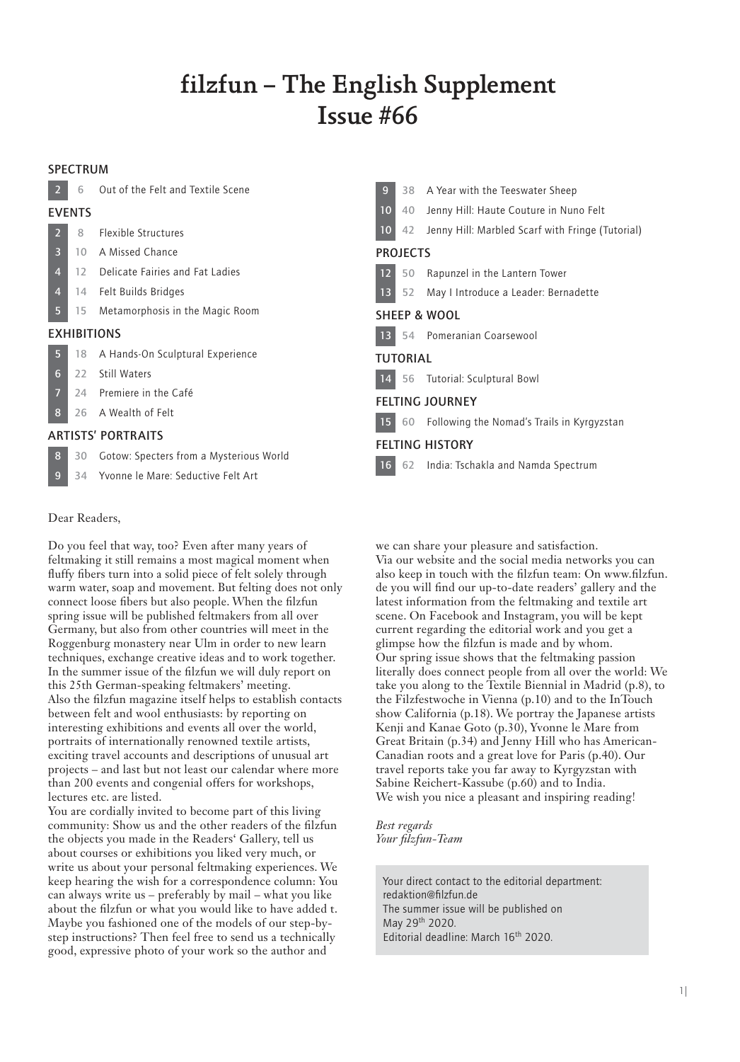# filzfun – The English Supplement
# Issue #66

## SPECTRUM

| | | |
|---|---|---|
| 2 | 6 | Out of the Felt and Textile Scene |

## EVENTS

| | | |
|---|---|---|
| 2 | 8 | Flexible Structures |
| 3 | 10 | A Missed Chance |
| 4 | 12 | Delicate Fairies and Fat Ladies |
| 4 | 14 | Felt Builds Bridges |
| 5 | 15 | Metamorphosis in the Magic Room |

## EXHIBITIONS

| | | |
|---|---|---|
| 5 | 18 | A Hands-On Sculptural Experience |
| 6 | 22 | Still Waters |
| 7 | 24 | Premiere in the Café |
| 8 | 26 | A Wealth of Felt |

## ARTISTS' PORTRAITS

| | | |
|---|---|---|
| 8 | 30 | Gotow: Specters from a Mysterious World |
| 9 | 34 | Yvonne le Mare: Seductive Felt Art |
| 9 | 38 | A Year with the Teeswater Sheep |
| 10 | 40 | Jenny Hill: Haute Couture in Nuno Felt |
| 10 | 42 | Jenny Hill: Marbled Scarf with Fringe (Tutorial) |

## PROJECTS

| | | |
|---|---|---|
| 12 | 50 | Rapunzel in the Lantern Tower |
| 13 | 52 | May I Introduce a Leader: Bernadette |

## SHEEP & WOOL

| | | |
|---|---|---|
| 13 | 54 | Pomeranian Coarsewool |

## TUTORIAL

| | | |
|---|---|---|
| 14 | 56 | Tutorial: Sculptural Bowl |

## FELTING JOURNEY

| | | |
|---|---|---|
| 15 | 60 | Following the Nomad's Trails in Kyrgyzstan |

## FELTING HISTORY

| | | |
|---|---|---|
| 16 | 62 | India: Tschakla and Namda Spectrum |

Dear Readers,

Do you feel that way, too? Even after many years of feltmaking it still remains a most magical moment when fluffy fibers turn into a solid piece of felt solely through warm water, soap and movement. But felting does not only connect loose fibers but also people. When the filzfun spring issue will be published feltmakers from all over Germany, but also from other countries will meet in the Roggenburg monastery near Ulm in order to new learn techniques, exchange creative ideas and to work together. In the summer issue of the filzfun we will duly report on this 25th German-speaking feltmakers' meeting.
Also the filzfun magazine itself helps to establish contacts between felt and wool enthusiasts: by reporting on interesting exhibitions and events all over the world, portraits of internationally renowned textile artists, exciting travel accounts and descriptions of unusual art projects – and last but not least our calendar where more than 200 events and congenial offers for workshops, lectures etc. are listed.
You are cordially invited to become part of this living community: Show us and the other readers of the filzfun the objects you made in the Readers' Gallery, tell us about courses or exhibitions you liked very much, or write us about your personal feltmaking experiences. We keep hearing the wish for a correspondence column: You can always write us – preferably by mail – what you like about the filzfun or what you would like to have added t. Maybe you fashioned one of the models of our step-by-step instructions? Then feel free to send us a technically good, expressive photo of your work so the author and we can share your pleasure and satisfaction.
Via our website and the social media networks you can also keep in touch with the filzfun team: On www.filzfun.de you will find our up-to-date readers' gallery and the latest information from the feltmaking and textile art scene. On Facebook and Instagram, you will be kept current regarding the editorial work and you get a glimpse how the filzfun is made and by whom.
Our spring issue shows that the feltmaking passion literally does connect people from all over the world: We take you along to the Textile Biennial in Madrid (p.8), to the Filzfestwoche in Vienna (p.10) and to the InTouch show California (p.18). We portray the Japanese artists Kenji and Kanae Goto (p.30), Yvonne le Mare from Great Britain (p.34) and Jenny Hill who has American-Canadian roots and a great love for Paris (p.40). Our travel reports take you far away to Kyrgyzstan with Sabine Reichert-Kassube (p.60) and to India.
We wish you nice a pleasant and inspiring reading!

*Best regards*
*Your filzfun-Team*

Your direct contact to the editorial department:
redaktion@filzfun.de
The summer issue will be published on
May 29th 2020.
Editorial deadline: March 16th 2020.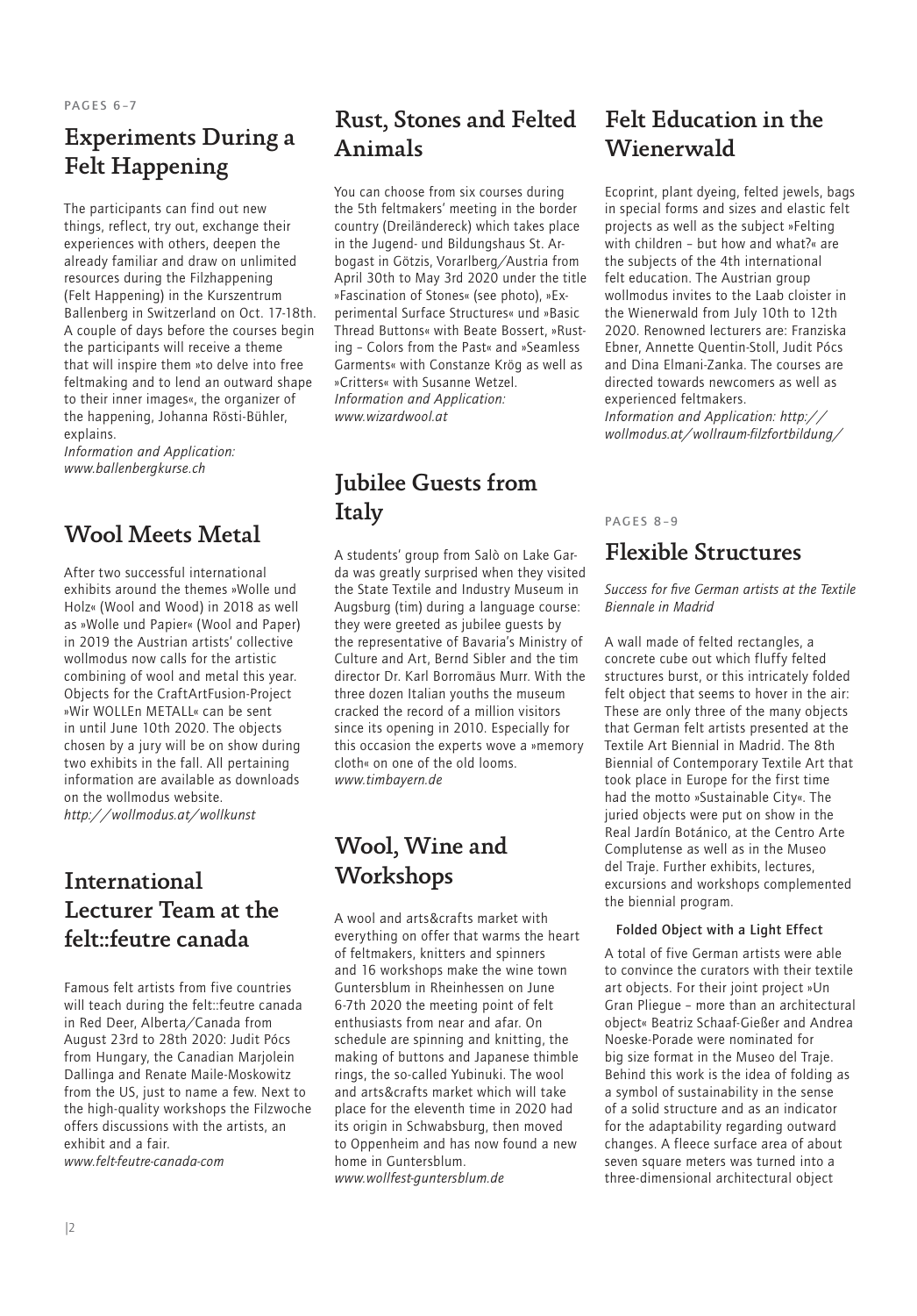PAGES 6–7

## Experiments During a Felt Happening

The participants can find out new things, reflect, try out, exchange their experiences with others, deepen the already familiar and draw on unlimited resources during the Filzhappening (Felt Happening) in the Kurszentrum Ballenberg in Switzerland on Oct. 17-18th. A couple of days before the courses begin the participants will receive a theme that will inspire them »to delve into free feltmaking and to lend an outward shape to their inner images«, the organizer of the happening, Johanna Rösti-Bühler, explains.
*Information and Application: www.ballenbergkurse.ch*

## Wool Meets Metal

After two successful international exhibits around the themes »Wolle und Holz« (Wool and Wood) in 2018 as well as »Wolle und Papier« (Wool and Paper) in 2019 the Austrian artists' collective wollmodus now calls for the artistic combining of wool and metal this year. Objects for the CraftArtFusion-Project »Wir WOLLEn METALL« can be sent in until June 10th 2020. The objects chosen by a jury will be on show during two exhibits in the fall. All pertaining information are available as downloads on the wollmodus website.
*http://wollmodus.at/wollkunst*

## International Lecturer Team at the felt::feutre canada

Famous felt artists from five countries will teach during the felt::feutre canada in Red Deer, Alberta/Canada from August 23rd to 28th 2020: Judit Pócs from Hungary, the Canadian Marjolein Dallinga and Renate Maile-Moskowitz from the US, just to name a few. Next to the high-quality workshops the Filzwoche offers discussions with the artists, an exhibit and a fair.
*www.felt-feutre-canada-com*

## Rust, Stones and Felted Animals

You can choose from six courses during the 5th feltmakers' meeting in the border country (Dreiländereck) which takes place in the Jugend- und Bildungshaus St. Arbogast in Götzis, Vorarlberg/Austria from April 30th to May 3rd 2020 under the title »Fascination of Stones« (see photo), »Experimental Surface Structures« und »Basic Thread Buttons« with Beate Bossert, »Rusting – Colors from the Past« and »Seamless Garments« with Constanze Krög as well as »Critters« with Susanne Wetzel.
*Information and Application: www.wizardwool.at*

## Jubilee Guests from Italy

A students' group from Salò on Lake Garda was greatly surprised when they visited the State Textile and Industry Museum in Augsburg (tim) during a language course: they were greeted as jubilee guests by the representative of Bavaria's Ministry of Culture and Art, Bernd Sibler and the tim director Dr. Karl Borromäus Murr. With the three dozen Italian youths the museum cracked the record of a million visitors since its opening in 2010. Especially for this occasion the experts wove a »memory cloth« on one of the old looms.
*www.timbayern.de*

## Wool, Wine and Workshops

A wool and arts&crafts market with everything on offer that warms the heart of feltmakers, knitters and spinners and 16 workshops make the wine town Guntersblum in Rheinhessen on June 6-7th 2020 the meeting point of felt enthusiasts from near and afar. On schedule are spinning and knitting, the making of buttons and Japanese thimble rings, the so-called Yubinuki. The wool and arts&crafts market which will take place for the eleventh time in 2020 had its origin in Schwabsburg, then moved to Oppenheim and has now found a new home in Guntersblum.
*www.wollfest-guntersblum.de*

## Felt Education in the Wienerwald

Ecoprint, plant dyeing, felted jewels, bags in special forms and sizes and elastic felt projects as well as the subject »Felting with children – but how and what?« are the subjects of the 4th international felt education. The Austrian group wollmodus invites to the Laab cloister in the Wienerwald from July 10th to 12th 2020. Renowned lecturers are: Franziska Ebner, Annette Quentin-Stoll, Judit Pócs and Dina Elmani-Zanka. The courses are directed towards newcomers as well as experienced feltmakers.
*Information and Application: http://wollmodus.at/wollraum-filzfortbildung/*

PAGES 8–9

## Flexible Structures

*Success for five German artists at the Textile Biennale in Madrid*

A wall made of felted rectangles, a concrete cube out which fluffy felted structures burst, or this intricately folded felt object that seems to hover in the air: These are only three of the many objects that German felt artists presented at the Textile Art Biennial in Madrid. The 8th Biennial of Contemporary Textile Art that took place in Europe for the first time had the motto »Sustainable City«. The juried objects were put on show in the Real Jardín Botánico, at the Centro Arte Complutense as well as in the Museo del Traje. Further exhibits, lectures, excursions and workshops complemented the biennial program.

#### Folded Object with a Light Effect

A total of five German artists were able to convince the curators with their textile art objects. For their joint project »Un Gran Pliegue – more than an architectural object« Beatriz Schaaf-Gießer and Andrea Noeske-Porade were nominated for big size format in the Museo del Traje. Behind this work is the idea of folding as a symbol of sustainability in the sense of a solid structure and as an indicator for the adaptability regarding outward changes. A fleece surface area of about seven square meters was turned into a three-dimensional architectural object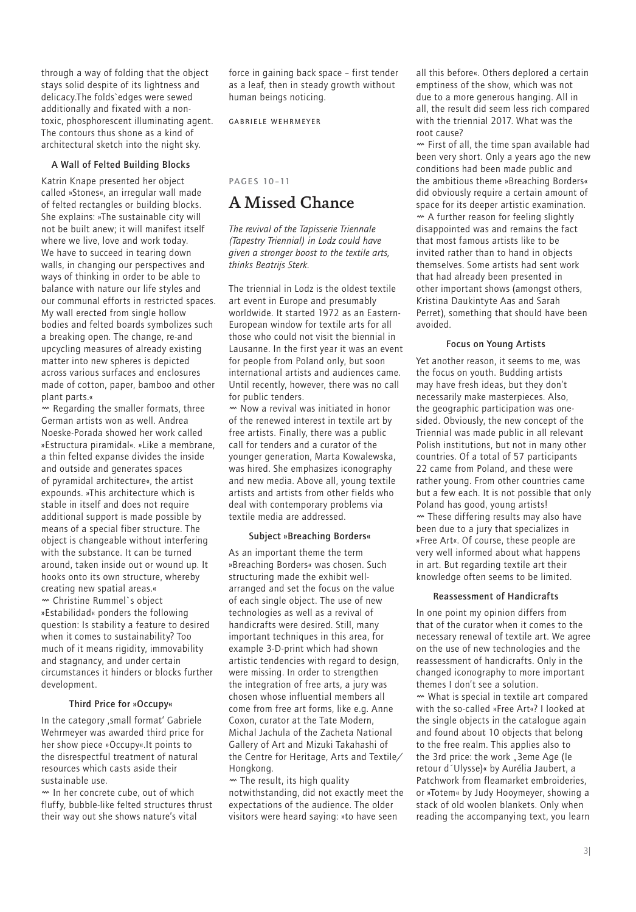through a way of folding that the object stays solid despite of its lightness and delicacy.The folds`edges were sewed additionally and fixated with a non-toxic, phosphorescent illuminating agent. The contours thus shone as a kind of architectural sketch into the night sky.

#### A Wall of Felted Building Blocks

Katrin Knape presented her object called »Stones«, an irregular wall made of felted rectangles or building blocks. She explains: »The sustainable city will not be built anew; it will manifest itself where we live, love and work today. We have to succeed in tearing down walls, in changing our perspectives and ways of thinking in order to be able to balance with nature our life styles and our communal efforts in restricted spaces. My wall erected from single hollow bodies and felted boards symbolizes such a breaking open. The change, re-and upcycling measures of already existing matter into new spheres is depicted across various surfaces and enclosures made of cotton, paper, bamboo and other plant parts.«

〰 Regarding the smaller formats, three German artists won as well. Andrea Noeske-Porada showed her work called »Estructura piramidal«. »Like a membrane, a thin felted expanse divides the inside and outside and generates spaces of pyramidal architecture«, the artist expounds. »This architecture which is stable in itself and does not require additional support is made possible by means of a special fiber structure. The object is changeable without interfering with the substance. It can be turned around, taken inside out or wound up. It hooks onto its own structure, whereby creating new spatial areas.«

〰 Christine Rummel`s object »Estabilidad« ponders the following question: Is stability a feature to desired when it comes to sustainability? Too much of it means rigidity, immovability and stagnancy, and under certain circumstances it hinders or blocks further development.

#### Third Price for »Occupy«

In the category ‚small format' Gabriele Wehrmeyer was awarded third price for her show piece »Occupy«.It points to the disrespectful treatment of natural resources which casts aside their sustainable use.

〰 In her concrete cube, out of which fluffy, bubble-like felted structures thrust their way out she shows nature's vital force in gaining back space – first tender as a leaf, then in steady growth without human beings noticing.

GABRIELE WEHRMEYER

PAGES 10–11

## A Missed Chance

*The revival of the Tapisserie Triennale (Tapestry Triennial) in Lodz could have given a stronger boost to the textile arts, thinks Beatrijs Sterk.*

The triennial in Lodz is the oldest textile art event in Europe and presumably worldwide. It started 1972 as an Eastern-European window for textile arts for all those who could not visit the biennial in Lausanne. In the first year it was an event for people from Poland only, but soon international artists and audiences came. Until recently, however, there was no call for public tenders.

〰 Now a revival was initiated in honor of the renewed interest in textile art by free artists. Finally, there was a public call for tenders and a curator of the younger generation, Marta Kowalewska, was hired. She emphasizes iconography and new media. Above all, young textile artists and artists from other fields who deal with contemporary problems via textile media are addressed.

#### Subject »Breaching Borders«

As an important theme the term »Breaching Borders« was chosen. Such structuring made the exhibit well-arranged and set the focus on the value of each single object. The use of new technologies as well as a revival of handicrafts were desired. Still, many important techniques in this area, for example 3-D-print which had shown artistic tendencies with regard to design, were missing. In order to strengthen the integration of free arts, a jury was chosen whose influential members all come from free art forms, like e.g. Anne Coxon, curator at the Tate Modern, Michal Jachula of the Zacheta National Gallery of Art and Mizuki Takahashi of the Centre for Heritage, Arts and Textile/ Hongkong.

〰 The result, its high quality notwithstanding, did not exactly meet the expectations of the audience. The older visitors were heard saying: »to have seen all this before«. Others deplored a certain emptiness of the show, which was not due to a more generous hanging. All in all, the result did seem less rich compared with the triennial 2017. What was the root cause?

〰 First of all, the time span available had been very short. Only a years ago the new conditions had been made public and the ambitious theme »Breaching Borders« did obviously require a certain amount of space for its deeper artistic examination.

〰 A further reason for feeling slightly disappointed was and remains the fact that most famous artists like to be invited rather than to hand in objects themselves. Some artists had sent work that had already been presented in other important shows (amongst others, Kristina Daukintyte Aas and Sarah Perret), something that should have been avoided.

#### Focus on Young Artists

Yet another reason, it seems to me, was the focus on youth. Budding artists may have fresh ideas, but they don't necessarily make masterpieces. Also, the geographic participation was one-sided. Obviously, the new concept of the Triennial was made public in all relevant Polish institutions, but not in many other countries. Of a total of 57 participants 22 came from Poland, and these were rather young. From other countries came but a few each. It is not possible that only Poland has good, young artists!

〰 These differing results may also have been due to a jury that specializes in »Free Art«. Of course, these people are very well informed about what happens in art. But regarding textile art their knowledge often seems to be limited.

#### Reassessment of Handicrafts

In one point my opinion differs from that of the curator when it comes to the necessary renewal of textile art. We agree on the use of new technologies and the reassessment of handicrafts. Only in the changed iconography to more important themes I don't see a solution.

〰 What is special in textile art compared with the so-called »Free Art«? I looked at the single objects in the catalogue again and found about 10 objects that belong to the free realm. This applies also to the 3rd price: the work „3eme Age (le retour d´Ulysse)« by Aurélia Jaubert, a Patchwork from fleamarket embroideries, or »Totem« by Judy Hooymeyer, showing a stack of old woolen blankets. Only when reading the accompanying text, you learn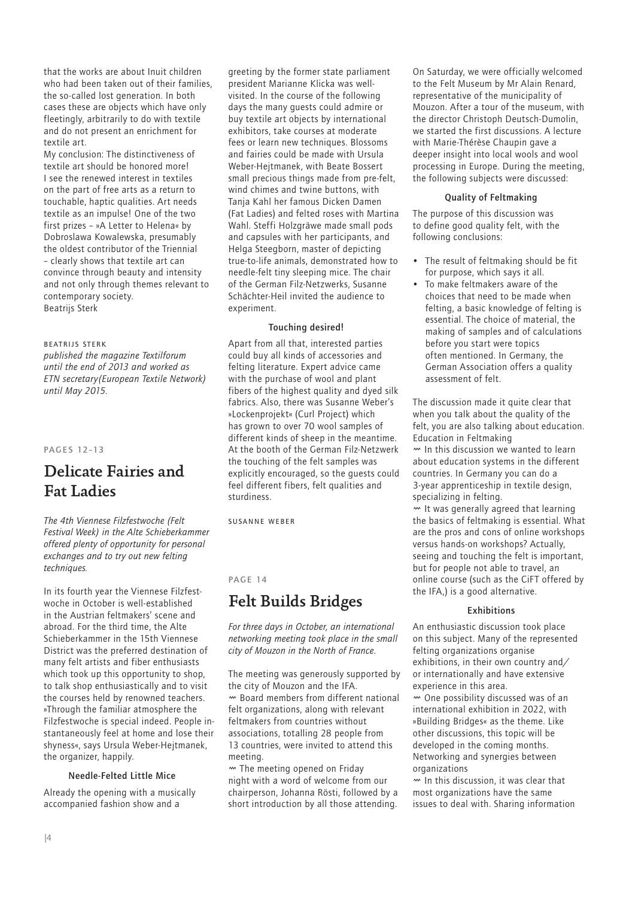that the works are about Inuit children who had been taken out of their families, the so-called lost generation. In both cases these are objects which have only fleetingly, arbitrarily to do with textile and do not present an enrichment for textile art.

My conclusion: The distinctiveness of textile art should be honored more! I see the renewed interest in textiles on the part of free arts as a return to touchable, haptic qualities. Art needs textile as an impulse! One of the two first prizes – »A Letter to Helena« by Dobroslawa Kowalewska, presumably the oldest contributor of the Triennial – clearly shows that textile art can convince through beauty and intensity and not only through themes relevant to contemporary society.
Beatrijs Sterk

BEATRIJS STERK
*published the magazine Textilforum until the end of 2013 and worked as ETN secretary(European Textile Network) until May 2015.*

PAGES 12–13

## Delicate Fairies and Fat Ladies

*The 4th Viennese Filzfestwoche (Felt Festival Week) in the Alte Schieberkammer offered plenty of opportunity for personal exchanges and to try out new felting techniques.*

In its fourth year the Viennese Filzfestwoche in October is well-established in the Austrian feltmakers' scene and abroad. For the third time, the Alte Schieberkammer in the 15th Viennese District was the preferred destination of many felt artists and fiber enthusiasts which took up this opportunity to shop, to talk shop enthusiastically and to visit the courses held by renowned teachers. »Through the familiar atmosphere the Filzfestwoche is special indeed. People instantaneously feel at home and lose their shyness«, says Ursula Weber-Hejtmanek, the organizer, happily.

### Needle-Felted Little Mice

Already the opening with a musically accompanied fashion show and a greeting by the former state parliament president Marianne Klicka was well-visited. In the course of the following days the many guests could admire or buy textile art objects by international exhibitors, take courses at moderate fees or learn new techniques. Blossoms and fairies could be made with Ursula Weber-Hejtmanek, with Beate Bossert small precious things made from pre-felt, wind chimes and twine buttons, with Tanja Kahl her famous Dicken Damen (Fat Ladies) and felted roses with Martina Wahl. Steffi Holzgräwe made small pods and capsules with her participants, and Helga Steegborn, master of depicting true-to-life animals, demonstrated how to needle-felt tiny sleeping mice. The chair of the German Filz-Netzwerks, Susanne Schächter-Heil invited the audience to experiment.

### Touching desired!

Apart from all that, interested parties could buy all kinds of accessories and felting literature. Expert advice came with the purchase of wool and plant fibers of the highest quality and dyed silk fabrics. Also, there was Susanne Weber's »Lockenprojekt« (Curl Project) which has grown to over 70 wool samples of different kinds of sheep in the meantime. At the booth of the German Filz-Netzwerk the touching of the felt samples was explicitly encouraged, so the guests could feel different fibers, felt qualities and sturdiness.

SUSANNE WEBER

PAGE 14

## Felt Builds Bridges

*For three days in October, an international networking meeting took place in the small city of Mouzon in the North of France.*

The meeting was generously supported by the city of Mouzon and the IFA.

〰 Board members from different national felt organizations, along with relevant feltmakers from countries without associations, totalling 28 people from 13 countries, were invited to attend this meeting.

〰 The meeting opened on Friday night with a word of welcome from our chairperson, Johanna Rösti, followed by a short introduction by all those attending.

On Saturday, we were officially welcomed to the Felt Museum by Mr Alain Renard, representative of the municipality of Mouzon. After a tour of the museum, with the director Christoph Deutsch-Dumolin, we started the first discussions. A lecture with Marie-Thérèse Chaupin gave a deeper insight into local wools and wool processing in Europe. During the meeting, the following subjects were discussed:

### Quality of Feltmaking

The purpose of this discussion was to define good quality felt, with the following conclusions:

- The result of feltmaking should be fit for purpose, which says it all.
- To make feltmakers aware of the choices that need to be made when felting, a basic knowledge of felting is essential. The choice of material, the making of samples and of calculations before you start were topics often mentioned. In Germany, the German Association offers a quality assessment of felt.

The discussion made it quite clear that when you talk about the quality of the felt, you are also talking about education.

Education in Feltmaking

〰 In this discussion we wanted to learn about education systems in the different countries. In Germany you can do a 3-year apprenticeship in textile design, specializing in felting.

〰 It was generally agreed that learning the basics of feltmaking is essential. What are the pros and cons of online workshops versus hands-on workshops? Actually, seeing and touching the felt is important, but for people not able to travel, an online course (such as the CiFT offered by the IFA,) is a good alternative.

### Exhibitions

An enthusiastic discussion took place on this subject. Many of the represented felting organizations organise exhibitions, in their own country and/or internationally and have extensive experience in this area.

〰 One possibility discussed was of an international exhibition in 2022, with »Building Bridges« as the theme. Like other discussions, this topic will be developed in the coming months.

Networking and synergies between organizations

〰 In this discussion, it was clear that most organizations have the same issues to deal with. Sharing information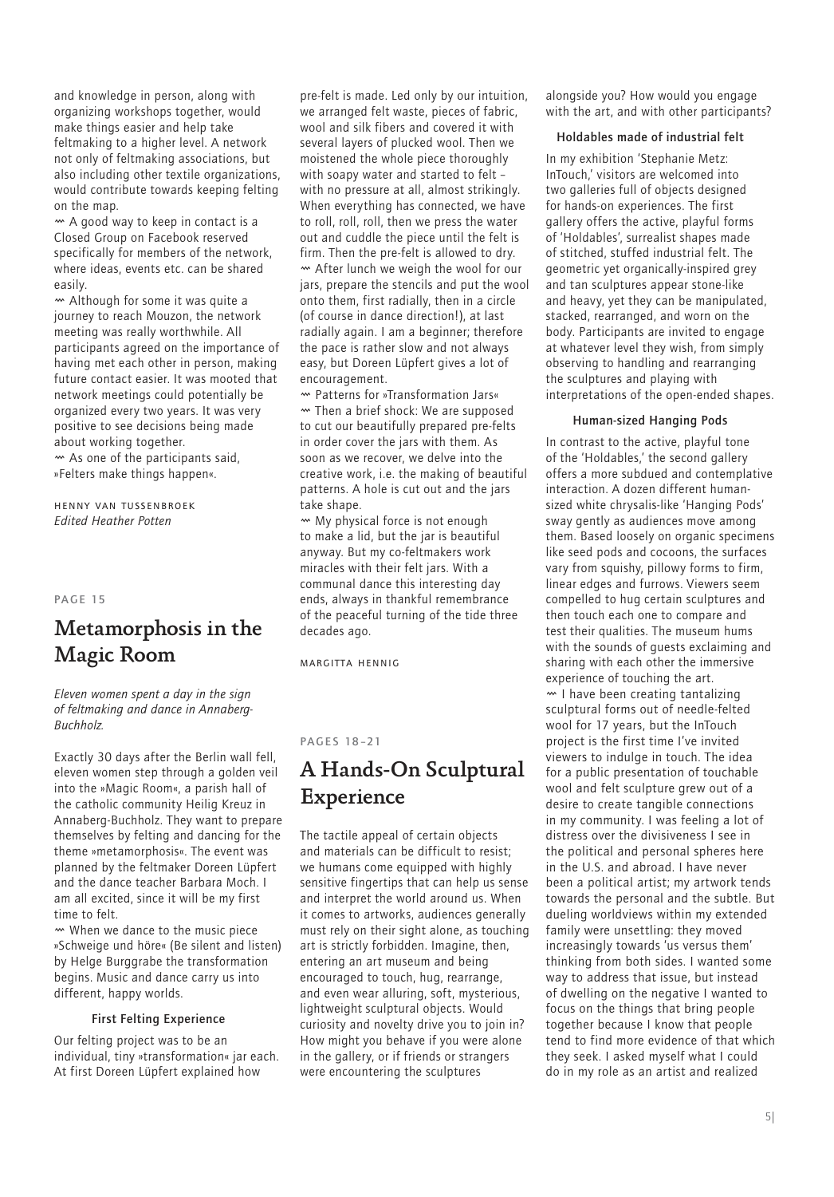and knowledge in person, along with organizing workshops together, would make things easier and help take feltmaking to a higher level. A network not only of feltmaking associations, but also including other textile organizations, would contribute towards keeping felting on the map.

〰 A good way to keep in contact is a Closed Group on Facebook reserved specifically for members of the network, where ideas, events etc. can be shared easily.

〰 Although for some it was quite a journey to reach Mouzon, the network meeting was really worthwhile. All participants agreed on the importance of having met each other in person, making future contact easier. It was mooted that network meetings could potentially be organized every two years. It was very positive to see decisions being made about working together.

〰 As one of the participants said, »Felters make things happen«.

HENNY VAN TUSSENBROEK
*Edited Heather Potten*

PAGE 15

## Metamorphosis in the Magic Room

*Eleven women spent a day in the sign of feltmaking and dance in Annaberg-Buchholz.*

Exactly 30 days after the Berlin wall fell, eleven women step through a golden veil into the »Magic Room«, a parish hall of the catholic community Heilig Kreuz in Annaberg-Buchholz. They want to prepare themselves by felting and dancing for the theme »metamorphosis«. The event was planned by the feltmaker Doreen Lüpfert and the dance teacher Barbara Moch. I am all excited, since it will be my first time to felt.

〰 When we dance to the music piece »Schweige und höre« (Be silent and listen) by Helge Burggrabe the transformation begins. Music and dance carry us into different, happy worlds.

### First Felting Experience

Our felting project was to be an individual, tiny »transformation« jar each. At first Doreen Lüpfert explained how pre-felt is made. Led only by our intuition, we arranged felt waste, pieces of fabric, wool and silk fibers and covered it with several layers of plucked wool. Then we moistened the whole piece thoroughly with soapy water and started to felt – with no pressure at all, almost strikingly. When everything has connected, we have to roll, roll, roll, then we press the water out and cuddle the piece until the felt is firm. Then the pre-felt is allowed to dry.

〰 After lunch we weigh the wool for our jars, prepare the stencils and put the wool onto them, first radially, then in a circle (of course in dance direction!), at last radially again. I am a beginner; therefore the pace is rather slow and not always easy, but Doreen Lüpfert gives a lot of encouragement.

〰 Patterns for »Transformation Jars«

〰 Then a brief shock: We are supposed to cut our beautifully prepared pre-felts in order cover the jars with them. As soon as we recover, we delve into the creative work, i.e. the making of beautiful patterns. A hole is cut out and the jars take shape.

〰 My physical force is not enough to make a lid, but the jar is beautiful anyway. But my co-feltmakers work miracles with their felt jars. With a communal dance this interesting day ends, always in thankful remembrance of the peaceful turning of the tide three decades ago.

MARGITTA HENNIG

PAGES 18–21

## A Hands-On Sculptural Experience

The tactile appeal of certain objects and materials can be difficult to resist; we humans come equipped with highly sensitive fingertips that can help us sense and interpret the world around us. When it comes to artworks, audiences generally must rely on their sight alone, as touching art is strictly forbidden. Imagine, then, entering an art museum and being encouraged to touch, hug, rearrange, and even wear alluring, soft, mysterious, lightweight sculptural objects. Would curiosity and novelty drive you to join in? How might you behave if you were alone in the gallery, or if friends or strangers were encountering the sculptures alongside you? How would you engage with the art, and with other participants?

### Holdables made of industrial felt

In my exhibition 'Stephanie Metz: InTouch,' visitors are welcomed into two galleries full of objects designed for hands-on experiences. The first gallery offers the active, playful forms of 'Holdables', surrealist shapes made of stitched, stuffed industrial felt. The geometric yet organically-inspired grey and tan sculptures appear stone-like and heavy, yet they can be manipulated, stacked, rearranged, and worn on the body. Participants are invited to engage at whatever level they wish, from simply observing to handling and rearranging the sculptures and playing with interpretations of the open-ended shapes.

### Human-sized Hanging Pods

In contrast to the active, playful tone of the 'Holdables,' the second gallery offers a more subdued and contemplative interaction. A dozen different human-sized white chrysalis-like 'Hanging Pods' sway gently as audiences move among them. Based loosely on organic specimens like seed pods and cocoons, the surfaces vary from squishy, pillowy forms to firm, linear edges and furrows. Viewers seem compelled to hug certain sculptures and then touch each one to compare and test their qualities. The museum hums with the sounds of guests exclaiming and sharing with each other the immersive experience of touching the art.

〰 I have been creating tantalizing sculptural forms out of needle-felted wool for 17 years, but the InTouch project is the first time I've invited viewers to indulge in touch. The idea for a public presentation of touchable wool and felt sculpture grew out of a desire to create tangible connections in my community. I was feeling a lot of distress over the divisiveness I see in the political and personal spheres here in the U.S. and abroad. I have never been a political artist; my artwork tends towards the personal and the subtle. But dueling worldviews within my extended family were unsettling: they moved increasingly towards 'us versus them' thinking from both sides. I wanted some way to address that issue, but instead of dwelling on the negative I wanted to focus on the things that bring people together because I know that people tend to find more evidence of that which they seek. I asked myself what I could do in my role as an artist and realized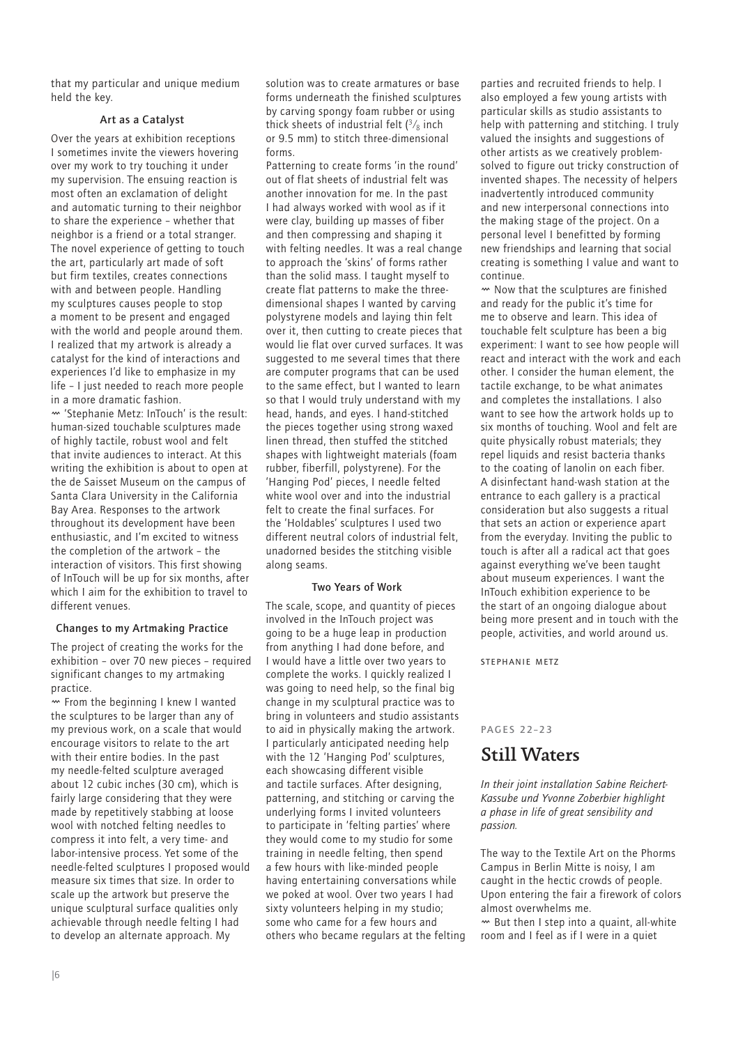that my particular and unique medium held the key.

### Art as a Catalyst

Over the years at exhibition receptions I sometimes invite the viewers hovering over my work to try touching it under my supervision. The ensuing reaction is most often an exclamation of delight and automatic turning to their neighbor to share the experience – whether that neighbor is a friend or a total stranger. The novel experience of getting to touch the art, particularly art made of soft but firm textiles, creates connections with and between people. Handling my sculptures causes people to stop a moment to be present and engaged with the world and people around them. I realized that my artwork is already a catalyst for the kind of interactions and experiences I'd like to emphasize in my life – I just needed to reach more people in a more dramatic fashion.

'Stephanie Metz: InTouch' is the result: human-sized touchable sculptures made of highly tactile, robust wool and felt that invite audiences to interact. At this writing the exhibition is about to open at the de Saisset Museum on the campus of Santa Clara University in the California Bay Area. Responses to the artwork throughout its development have been enthusiastic, and I'm excited to witness the completion of the artwork – the interaction of visitors. This first showing of InTouch will be up for six months, after which I aim for the exhibition to travel to different venues.

### Changes to my Artmaking Practice

The project of creating the works for the exhibition – over 70 new pieces – required significant changes to my artmaking practice.

From the beginning I knew I wanted the sculptures to be larger than any of my previous work, on a scale that would encourage visitors to relate to the art with their entire bodies. In the past my needle-felted sculpture averaged about 12 cubic inches (30 cm), which is fairly large considering that they were made by repetitively stabbing at loose wool with notched felting needles to compress it into felt, a very time- and labor-intensive process. Yet some of the needle-felted sculptures I proposed would measure six times that size. In order to scale up the artwork but preserve the unique sculptural surface qualities only achievable through needle felting I had to develop an alternate approach. My solution was to create armatures or base forms underneath the finished sculptures by carving spongy foam rubber or using thick sheets of industrial felt (3/8 inch or 9.5 mm) to stitch three-dimensional forms.

Patterning to create forms 'in the round' out of flat sheets of industrial felt was another innovation for me. In the past I had always worked with wool as if it were clay, building up masses of fiber and then compressing and shaping it with felting needles. It was a real change to approach the 'skins' of forms rather than the solid mass. I taught myself to create flat patterns to make the three-dimensional shapes I wanted by carving polystyrene models and laying thin felt over it, then cutting to create pieces that would lie flat over curved surfaces. It was suggested to me several times that there are computer programs that can be used to the same effect, but I wanted to learn so that I would truly understand with my head, hands, and eyes. I hand-stitched the pieces together using strong waxed linen thread, then stuffed the stitched shapes with lightweight materials (foam rubber, fiberfill, polystyrene). For the 'Hanging Pod' pieces, I needle felted white wool over and into the industrial felt to create the final surfaces. For the 'Holdables' sculptures I used two different neutral colors of industrial felt, unadorned besides the stitching visible along seams.

### Two Years of Work

The scale, scope, and quantity of pieces involved in the InTouch project was going to be a huge leap in production from anything I had done before, and I would have a little over two years to complete the works. I quickly realized I was going to need help, so the final big change in my sculptural practice was to bring in volunteers and studio assistants to aid in physically making the artwork. I particularly anticipated needing help with the 12 'Hanging Pod' sculptures, each showcasing different visible and tactile surfaces. After designing, patterning, and stitching or carving the underlying forms I invited volunteers to participate in 'felting parties' where they would come to my studio for some training in needle felting, then spend a few hours with like-minded people having entertaining conversations while we poked at wool. Over two years I had sixty volunteers helping in my studio; some who came for a few hours and others who became regulars at the felting parties and recruited friends to help. I also employed a few young artists with particular skills as studio assistants to help with patterning and stitching. I truly valued the insights and suggestions of other artists as we creatively problem-solved to figure out tricky construction of invented shapes. The necessity of helpers inadvertently introduced community and new interpersonal connections into the making stage of the project. On a personal level I benefitted by forming new friendships and learning that social creating is something I value and want to continue.

Now that the sculptures are finished and ready for the public it's time for me to observe and learn. This idea of touchable felt sculpture has been a big experiment: I want to see how people will react and interact with the work and each other. I consider the human element, the tactile exchange, to be what animates and completes the installations. I also want to see how the artwork holds up to six months of touching. Wool and felt are quite physically robust materials; they repel liquids and resist bacteria thanks to the coating of lanolin on each fiber. A disinfectant hand-wash station at the entrance to each gallery is a practical consideration but also suggests a ritual that sets an action or experience apart from the everyday. Inviting the public to touch is after all a radical act that goes against everything we've been taught about museum experiences. I want the InTouch exhibition experience to be the start of an ongoing dialogue about being more present and in touch with the people, activities, and world around us.

STEPHANIE METZ

PAGES 22–23

## Still Waters

*In their joint installation Sabine Reichert-Kassube und Yvonne Zoberbier highlight a phase in life of great sensibility and passion.*

The way to the Textile Art on the Phorms Campus in Berlin Mitte is noisy, I am caught in the hectic crowds of people. Upon entering the fair a firework of colors almost overwhelms me.

But then I step into a quaint, all-white room and I feel as if I were in a quiet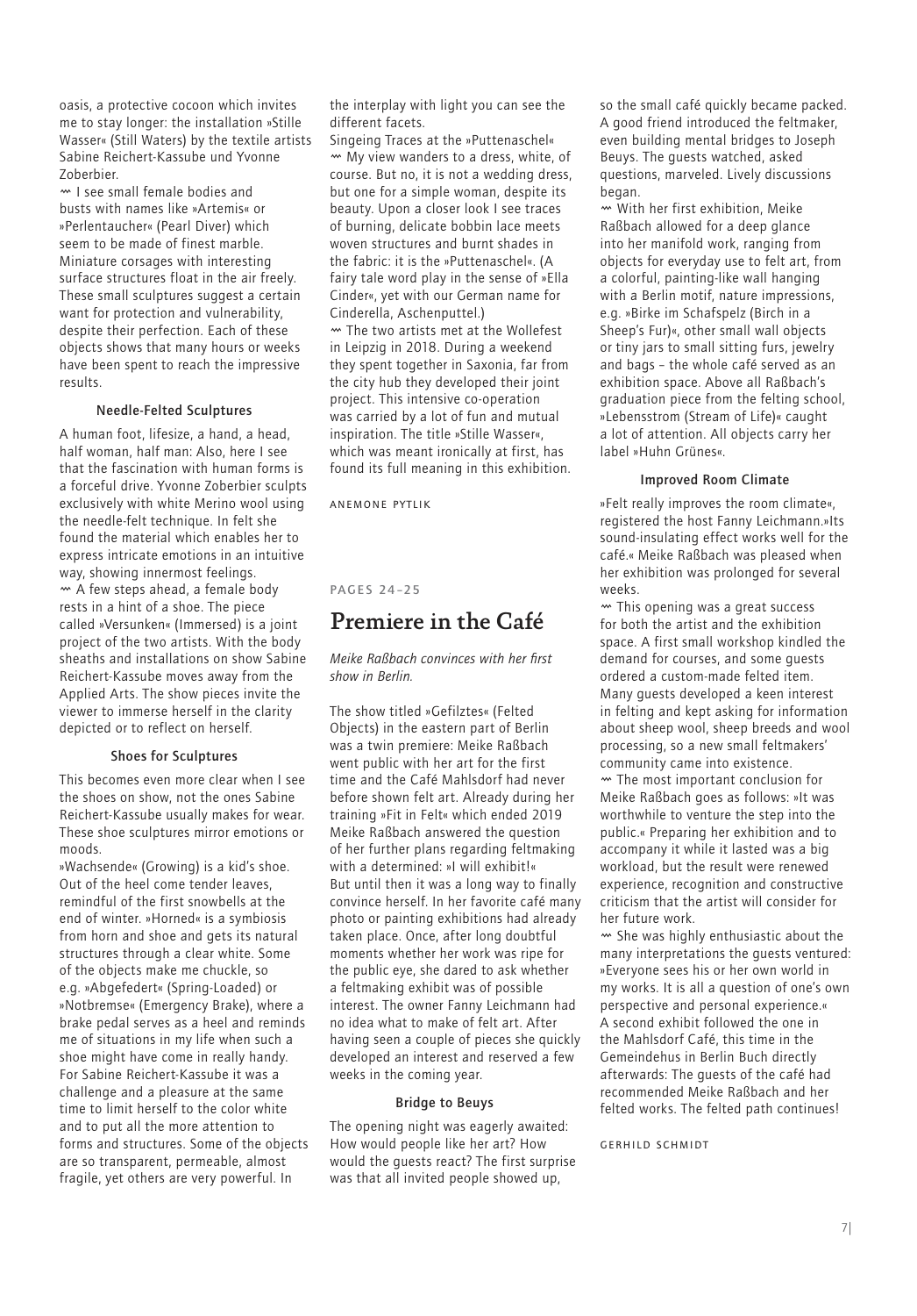oasis, a protective cocoon which invites me to stay longer: the installation »Stille Wasser« (Still Waters) by the textile artists Sabine Reichert-Kassube und Yvonne Zoberbier.

〰 I see small female bodies and busts with names like »Artemis« or »Perlentaucher« (Pearl Diver) which seem to be made of finest marble. Miniature corsages with interesting surface structures float in the air freely. These small sculptures suggest a certain want for protection and vulnerability, despite their perfection. Each of these objects shows that many hours or weeks have been spent to reach the impressive results.

#### Needle-Felted Sculptures

A human foot, lifesize, a hand, a head, half woman, half man: Also, here I see that the fascination with human forms is a forceful drive. Yvonne Zoberbier sculpts exclusively with white Merino wool using the needle-felt technique. In felt she found the material which enables her to express intricate emotions in an intuitive way, showing innermost feelings.

〰 A few steps ahead, a female body rests in a hint of a shoe. The piece called »Versunken« (Immersed) is a joint project of the two artists. With the body sheaths and installations on show Sabine Reichert-Kassube moves away from the Applied Arts. The show pieces invite the viewer to immerse herself in the clarity depicted or to reflect on herself.

#### Shoes for Sculptures

This becomes even more clear when I see the shoes on show, not the ones Sabine Reichert-Kassube usually makes for wear. These shoe sculptures mirror emotions or moods.

»Wachsende« (Growing) is a kid's shoe. Out of the heel come tender leaves, remindful of the first snowbells at the end of winter. »Horned« is a symbiosis from horn and shoe and gets its natural structures through a clear white. Some of the objects make me chuckle, so e.g. »Abgefedert« (Spring-Loaded) or »Notbremse« (Emergency Brake), where a brake pedal serves as a heel and reminds me of situations in my life when such a shoe might have come in really handy. For Sabine Reichert-Kassube it was a challenge and a pleasure at the same time to limit herself to the color white and to put all the more attention to forms and structures. Some of the objects are so transparent, permeable, almost fragile, yet others are very powerful. In the interplay with light you can see the different facets.

Singeing Traces at the »Puttenaschel«

〰 My view wanders to a dress, white, of course. But no, it is not a wedding dress, but one for a simple woman, despite its beauty. Upon a closer look I see traces of burning, delicate bobbin lace meets woven structures and burnt shades in the fabric: it is the »Puttenaschel«. (A fairy tale word play in the sense of »Ella Cinder«, yet with our German name for Cinderella, Aschenputtel.)

〰 The two artists met at the Wollefest in Leipzig in 2018. During a weekend they spent together in Saxonia, far from the city hub they developed their joint project. This intensive co-operation was carried by a lot of fun and mutual inspiration. The title »Stille Wasser«, which was meant ironically at first, has found its full meaning in this exhibition.

ANEMONE PYTLIK

PAGES 24–25

## Premiere in the Café

*Meike Raßbach convinces with her first show in Berlin.*

The show titled »Gefilztes« (Felted Objects) in the eastern part of Berlin was a twin premiere: Meike Raßbach went public with her art for the first time and the Café Mahlsdorf had never before shown felt art. Already during her training »Fit in Felt« which ended 2019 Meike Raßbach answered the question of her further plans regarding feltmaking with a determined: »I will exhibit!« But until then it was a long way to finally convince herself. In her favorite café many photo or painting exhibitions had already taken place. Once, after long doubtful moments whether her work was ripe for the public eye, she dared to ask whether a feltmaking exhibit was of possible interest. The owner Fanny Leichmann had no idea what to make of felt art. After having seen a couple of pieces she quickly developed an interest and reserved a few weeks in the coming year.

#### Bridge to Beuys

The opening night was eagerly awaited: How would people like her art? How would the guests react? The first surprise was that all invited people showed up, so the small café quickly became packed. A good friend introduced the feltmaker, even building mental bridges to Joseph Beuys. The guests watched, asked questions, marveled. Lively discussions began.

〰 With her first exhibition, Meike Raßbach allowed for a deep glance into her manifold work, ranging from objects for everyday use to felt art, from a colorful, painting-like wall hanging with a Berlin motif, nature impressions, e.g. »Birke im Schafspelz (Birch in a Sheep's Fur)«, other small wall objects or tiny jars to small sitting furs, jewelry and bags – the whole café served as an exhibition space. Above all Raßbach's graduation piece from the felting school, »Lebensstrom (Stream of Life)« caught a lot of attention. All objects carry her label »Huhn Grünes«.

#### Improved Room Climate

»Felt really improves the room climate«, registered the host Fanny Leichmann.»Its sound-insulating effect works well for the café.« Meike Raßbach was pleased when her exhibition was prolonged for several weeks.

〰 This opening was a great success for both the artist and the exhibition space. A first small workshop kindled the demand for courses, and some guests ordered a custom-made felted item. Many guests developed a keen interest in felting and kept asking for information about sheep wool, sheep breeds and wool processing, so a new small feltmakers' community came into existence.

〰 The most important conclusion for Meike Raßbach goes as follows: »It was worthwhile to venture the step into the public.« Preparing her exhibition and to accompany it while it lasted was a big workload, but the result were renewed experience, recognition and constructive criticism that the artist will consider for her future work.

〰 She was highly enthusiastic about the many interpretations the guests ventured: »Everyone sees his or her own world in my works. It is all a question of one's own perspective and personal experience.« A second exhibit followed the one in the Mahlsdorf Café, this time in the Gemeindehus in Berlin Buch directly afterwards: The guests of the café had recommended Meike Raßbach and her felted works. The felted path continues!

GERHILD SCHMIDT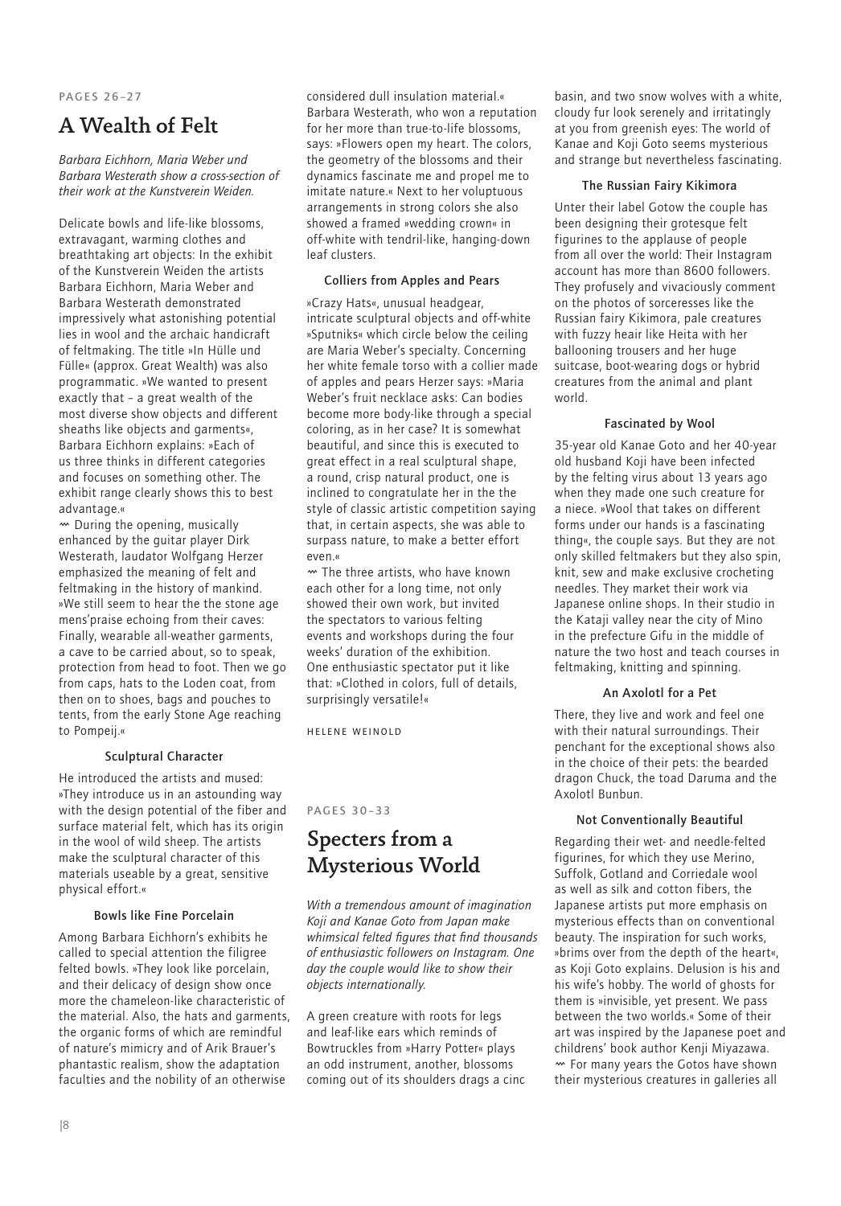PAGES 26–27

# A Wealth of Felt

*Barbara Eichhorn, Maria Weber und Barbara Westerath show a cross-section of their work at the Kunstverein Weiden.*

Delicate bowls and life-like blossoms, extravagant, warming clothes and breathtaking art objects: In the exhibit of the Kunstverein Weiden the artists Barbara Eichhorn, Maria Weber and Barbara Westerath demonstrated impressively what astonishing potential lies in wool and the archaic handicraft of feltmaking. The title »In Hülle und Fülle« (approx. Great Wealth) was also programmatic. »We wanted to present exactly that – a great wealth of the most diverse show objects and different sheaths like objects and garments«, Barbara Eichhorn explains: »Each of us three thinks in different categories and focuses on something other. The exhibit range clearly shows this to best advantage.«

〰 During the opening, musically enhanced by the guitar player Dirk Westerath, laudator Wolfgang Herzer emphasized the meaning of felt and feltmaking in the history of mankind. »We still seem to hear the the stone age mens'praise echoing from their caves: Finally, wearable all-weather garments, a cave to be carried about, so to speak, protection from head to foot. Then we go from caps, hats to the Loden coat, from then on to shoes, bags and pouches to tents, from the early Stone Age reaching to Pompeij.«

### Sculptural Character

He introduced the artists and mused: »They introduce us in an astounding way with the design potential of the fiber and surface material felt, which has its origin in the wool of wild sheep. The artists make the sculptural character of this materials useable by a great, sensitive physical effort.«

### Bowls like Fine Porcelain

Among Barbara Eichhorn's exhibits he called to special attention the filigree felted bowls. »They look like porcelain, and their delicacy of design show once more the chameleon-like characteristic of the material. Also, the hats and garments, the organic forms of which are remindful of nature's mimicry and of Arik Brauer's phantastic realism, show the adaptation faculties and the nobility of an otherwise considered dull insulation material.« Barbara Westerath, who won a reputation for her more than true-to-life blossoms, says: »Flowers open my heart. The colors, the geometry of the blossoms and their dynamics fascinate me and propel me to imitate nature.« Next to her voluptuous arrangements in strong colors she also showed a framed »wedding crown« in off-white with tendril-like, hanging-down leaf clusters.

### Colliers from Apples and Pears

»Crazy Hats«, unusual headgear, intricate sculptural objects and off-white »Sputniks« which circle below the ceiling are Maria Weber's specialty. Concerning her white female torso with a collier made of apples and pears Herzer says: »Maria Weber's fruit necklace asks: Can bodies become more body-like through a special coloring, as in her case? It is somewhat beautiful, and since this is executed to great effect in a real sculptural shape, a round, crisp natural product, one is inclined to congratulate her in the the style of classic artistic competition saying that, in certain aspects, she was able to surpass nature, to make a better effort even.«

〰 The three artists, who have known each other for a long time, not only showed their own work, but invited the spectators to various felting events and workshops during the four weeks' duration of the exhibition. One enthusiastic spectator put it like that: »Clothed in colors, full of details, surprisingly versatile!«

HELENE WEINOLD

PAGES 30–33

# Specters from a Mysterious World

*With a tremendous amount of imagination Koji and Kanae Goto from Japan make whimsical felted figures that find thousands of enthusiastic followers on Instagram. One day the couple would like to show their objects internationally.*

A green creature with roots for legs and leaf-like ears which reminds of Bowtruckles from »Harry Potter« plays an odd instrument, another, blossoms coming out of its shoulders drags a cinc basin, and two snow wolves with a white, cloudy fur look serenely and irritatingly at you from greenish eyes: The world of Kanae and Koji Goto seems mysterious and strange but nevertheless fascinating.

### The Russian Fairy Kikimora

Unter their label Gotow the couple has been designing their grotesque felt figurines to the applause of people from all over the world: Their Instagram account has more than 8600 followers. They profusely and vivaciously comment on the photos of sorceresses like the Russian fairy Kikimora, pale creatures with fuzzy heair like Heita with her ballooning trousers and her huge suitcase, boot-wearing dogs or hybrid creatures from the animal and plant world.

### Fascinated by Wool

35-year old Kanae Goto and her 40-year old husband Koji have been infected by the felting virus about 13 years ago when they made one such creature for a niece. »Wool that takes on different forms under our hands is a fascinating thing«, the couple says. But they are not only skilled feltmakers but they also spin, knit, sew and make exclusive crocheting needles. They market their work via Japanese online shops. In their studio in the Kataji valley near the city of Mino in the prefecture Gifu in the middle of nature the two host and teach courses in feltmaking, knitting and spinning.

### An Axolotl for a Pet

There, they live and work and feel one with their natural surroundings. Their penchant for the exceptional shows also in the choice of their pets: the bearded dragon Chuck, the toad Daruma and the Axolotl Bunbun.

### Not Conventionally Beautiful

Regarding their wet- and needle-felted figurines, for which they use Merino, Suffolk, Gotland and Corriedale wool as well as silk and cotton fibers, the Japanese artists put more emphasis on mysterious effects than on conventional beauty. The inspiration for such works, »brims over from the depth of the heart«, as Koji Goto explains. Delusion is his and his wife's hobby. The world of ghosts for them is »invisible, yet present. We pass between the two worlds.« Some of their art was inspired by the Japanese poet and childrens' book author Kenji Miyazawa.

〰 For many years the Gotos have shown their mysterious creatures in galleries all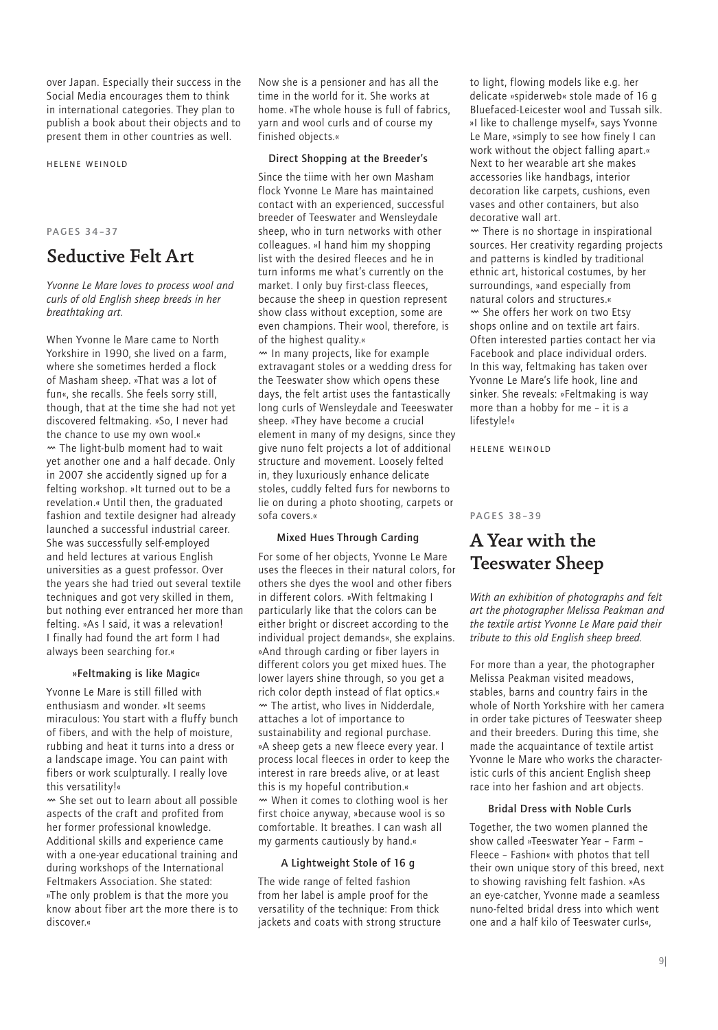over Japan. Especially their success in the Social Media encourages them to think in international categories. They plan to publish a book about their objects and to present them in other countries as well.

HELENE WEINOLD

PAGES 34–37

## Seductive Felt Art

*Yvonne Le Mare loves to process wool and curls of old English sheep breeds in her breathtaking art.*

When Yvonne le Mare came to North Yorkshire in 1990, she lived on a farm, where she sometimes herded a flock of Masham sheep. »That was a lot of fun«, she recalls. She feels sorry still, though, that at the time she had not yet discovered feltmaking. »So, I never had the chance to use my own wool.«

〰 The light-bulb moment had to wait yet another one and a half decade. Only in 2007 she accidently signed up for a felting workshop. »It turned out to be a revelation.« Until then, the graduated fashion and textile designer had already launched a successful industrial career. She was successfully self-employed and held lectures at various English universities as a guest professor. Over the years she had tried out several textile techniques and got very skilled in them, but nothing ever entranced her more than felting. »As I said, it was a relevation! I finally had found the art form I had always been searching for.«

### »Feltmaking is like Magic«

Yvonne Le Mare is still filled with enthusiasm and wonder. »It seems miraculous: You start with a fluffy bunch of fibers, and with the help of moisture, rubbing and heat it turns into a dress or a landscape image. You can paint with fibers or work sculpturally. I really love this versatility!«

〰 She set out to learn about all possible aspects of the craft and profited from her former professional knowledge. Additional skills and experience came with a one-year educational training and during workshops of the International Feltmakers Association. She stated: »The only problem is that the more you know about fiber art the more there is to discover.«

Now she is a pensioner and has all the time in the world for it. She works at home. »The whole house is full of fabrics, yarn and wool curls and of course my finished objects.«

### Direct Shopping at the Breeder's

Since the tiime with her own Masham flock Yvonne Le Mare has maintained contact with an experienced, successful breeder of Teeswater and Wensleydale sheep, who in turn networks with other colleagues. »I hand him my shopping list with the desired fleeces and he in turn informs me what's currently on the market. I only buy first-class fleeces, because the sheep in question represent show class without exception, some are even champions. Their wool, therefore, is of the highest quality.«

〰 In many projects, like for example extravagant stoles or a wedding dress for the Teeswater show which opens these days, the felt artist uses the fantastically long curls of Wensleydale and Teeeswater sheep. »They have become a crucial element in many of my designs, since they give nuno felt projects a lot of additional structure and movement. Loosely felted in, they luxuriously enhance delicate stoles, cuddly felted furs for newborns to lie on during a photo shooting, carpets or sofa covers.«

### Mixed Hues Through Carding

For some of her objects, Yvonne Le Mare uses the fleeces in their natural colors, for others she dyes the wool and other fibers in different colors. »With feltmaking I particularly like that the colors can be either bright or discreet according to the individual project demands«, she explains. »And through carding or fiber layers in different colors you get mixed hues. The lower layers shine through, so you get a rich color depth instead of flat optics.«

〰 The artist, who lives in Nidderdale, attaches a lot of importance to sustainability and regional purchase. »A sheep gets a new fleece every year. I process local fleeces in order to keep the interest in rare breeds alive, or at least this is my hopeful contribution.«

〰 When it comes to clothing wool is her first choice anyway, »because wool is so comfortable. It breathes. I can wash all my garments cautiously by hand.«

### A Lightweight Stole of 16 g

The wide range of felted fashion from her label is ample proof for the versatility of the technique: From thick jackets and coats with strong structure to light, flowing models like e.g. her delicate »spiderweb« stole made of 16 g Bluefaced-Leicester wool and Tussah silk. »I like to challenge myself«, says Yvonne Le Mare, »simply to see how finely I can work without the object falling apart.« Next to her wearable art she makes accessories like handbags, interior decoration like carpets, cushions, even vases and other containers, but also decorative wall art.

〰 There is no shortage in inspirational sources. Her creativity regarding projects and patterns is kindled by traditional ethnic art, historical costumes, by her surroundings, »and especially from natural colors and structures.«

〰 She offers her work on two Etsy shops online and on textile art fairs. Often interested parties contact her via Facebook and place individual orders. In this way, feltmaking has taken over Yvonne Le Mare's life hook, line and sinker. She reveals: »Feltmaking is way more than a hobby for me – it is a lifestyle!«

HELENE WEINOLD

PAGES 38–39

## A Year with the Teeswater Sheep

*With an exhibition of photographs and felt art the photographer Melissa Peakman and the textile artist Yvonne Le Mare paid their tribute to this old English sheep breed.*

For more than a year, the photographer Melissa Peakman visited meadows, stables, barns and country fairs in the whole of North Yorkshire with her camera in order take pictures of Teeswater sheep and their breeders. During this time, she made the acquaintance of textile artist Yvonne le Mare who works the characteristic curls of this ancient English sheep race into her fashion and art objects.

### Bridal Dress with Noble Curls

Together, the two women planned the show called »Teeswater Year – Farm – Fleece – Fashion« with photos that tell their own unique story of this breed, next to showing ravishing felt fashion. »As an eye-catcher, Yvonne made a seamless nuno-felted bridal dress into which went one and a half kilo of Teeswater curls«,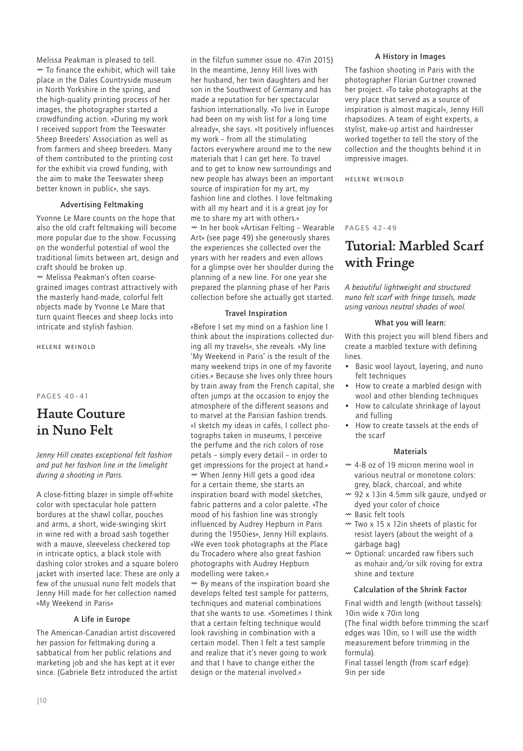Melissa Peakman is pleased to tell.

⁓ To finance the exhibit, which will take place in the Dales Countryside museum in North Yorkshire in the spring, and the high-quality printing process of her images, the photographer started a crowdfunding action. »During my work I received support from the Teeswater Sheep Breeders' Association as well as from farmers and sheep breeders. Many of them contributed to the printing cost for the exhibit via crowd funding, with the aim to make the Teeswater sheep better known in public«, she says.

### Advertising Feltmaking

Yvonne Le Mare counts on the hope that also the old craft feltmaking will become more popular due to the show. Focussing on the wonderful potential of wool the traditional limits between art, design and craft should be broken up.

⁓ Melissa Peakman's often coarse-grained images contrast attractively with the masterly hand-made, colorful felt objects made by Yvonne Le Mare that turn quaint fleeces and sheep locks into intricate and stylish fashion.

HELENE WEINOLD

PAGES 40–41

## Haute Couture in Nuno Felt

*Jenny Hill creates exceptional felt fashion and put her fashion line in the limelight during a shooting in Paris.*

A close-fitting blazer in simple off-white color with spectacular hole pattern bordures at the shawl collar, pouches and arms, a short, wide-swinging skirt in wine red with a broad sash together with a mauve, sleeveless checkered top in intricate optics, a black stole with dashing color strokes and a square bolero jacket with inserted lace: These are only a few of the unusual nuno felt models that Jenny Hill made for her collection named »My Weekend in Paris«

### A Life in Europe

The American-Canadian artist discovered her passion for feltmaking during a sabbatical from her public relations and marketing job and she has kept at it ever since. (Gabriele Betz introduced the artist in the filzfun summer issue no. 47in 2015) In the meantime, Jenny Hill lives with her husband, her twin daughters and her son in the Southwest of Germany and has made a reputation for her spectacular fashion internationally. »To live in Europe had been on my wish list for a long time already«, she says. »It positively influences my work – from all the stimulating factors everywhere around me to the new materials that I can get here. To travel and to get to know new surroundings and new people has always been an important source of inspiration for my art, my fashion line and clothes. I love feltmaking with all my heart and it is a great joy for me to share my art with others.«

⁓ In her book »Artisan Felting – Wearable Art« (see page 49) she generously shares the experiences she collected over the years with her readers and even allows for a glimpse over her shoulder during the planning of a new line. For one year she prepared the planning phase of her Paris collection before she actually got started.

### Travel Inspiration

»Before I set my mind on a fashion line I think about the inspirations collected during all my travels«, she reveals. »My line 'My Weekend in Paris' is the result of the many weekend trips in one of my favorite cities.« Because she lives only three hours by train away from the French capital, she often jumps at the occasion to enjoy the atmosphere of the different seasons and to marvel at the Parisian fashion trends. »I sketch my ideas in cafés, I collect photographs taken in museums, I perceive the perfume and the rich colors of rose petals – simply every detail – in order to get impressions for the project at hand.«

⁓ When Jenny Hill gets a good idea for a certain theme, she starts an inspiration board with model sketches, fabric patterns and a color palette. »The mood of his fashion line was strongly influenced by Audrey Hepburn in Paris during the 1950ies«, Jenny Hill explains. »We even took photographs at the Place du Trocadero where also great fashion photographs with Audrey Hepburn modelling were taken.«

⁓ By means of the inspiration board she develops felted test sample for patterns, techniques and material combinations that she wants to use. »Sometimes I think that a certain felting technique would look ravishing in combination with a certain model. Then I felt a test sample and realize that it's never going to work and that I have to change either the design or the material involved.«

### A History in Images

The fashion shooting in Paris with the photographer Florian Gurtner crowned her project. »To take photographs at the very place that served as a source of inspiration is almost magical«, Jenny Hill rhapsodizes. A team of eight experts, a stylist, make-up artist and hairdresser worked together to tell the story of the collection and the thoughts behind it in impressive images.

HELENE WEINOLD

PAGES 42–49

## Tutorial: Marbled Scarf with Fringe

*A beautiful lightweight and structured nuno felt scarf with fringe tassels, made using various neutral shades of wool.*

### What you will learn:

With this project you will blend fibers and create a marbled texture with defining lines.

- Basic wool layout, layering, and nuno felt techniques
- How to create a marbled design with wool and other blending techniques
- How to calculate shrinkage of layout and fulling
- How to create tassels at the ends of the scarf

### Materials

- 4-8 oz of 19 micron merino wool in various neutral or monotone colors: grey, black, charcoal, and white
- 92 x 13in 4.5mm silk gauze, undyed or dyed your color of choice
- Basic felt tools
- Two x 15 x 12in sheets of plastic for resist layers (about the weight of a garbage bag)
- Optional: uncarded raw fibers such as mohair and/or silk roving for extra shine and texture

### Calculation of the Shrink Factor

Final width and length (without tassels): 10in wide x 70in long

(The final width before trimming the scarf edges was 10in, so I will use the width measurement before trimming in the formula).

Final tassel length (from scarf edge): 9in per side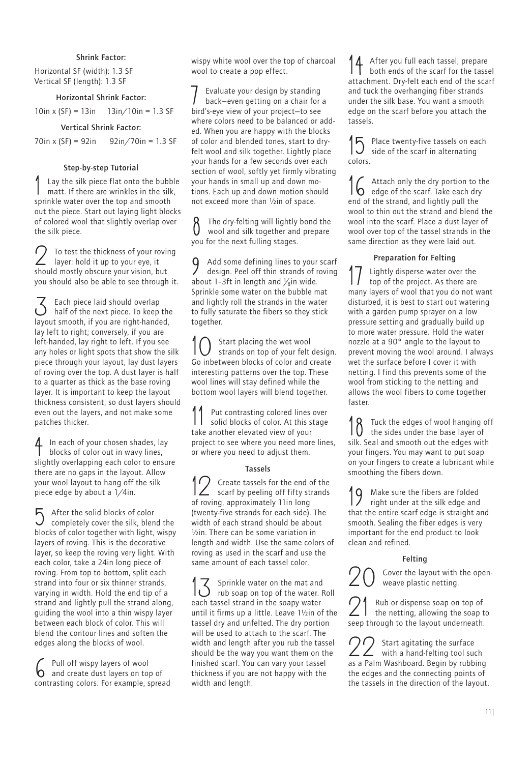### Shrink Factor:

Horizontal SF (width): 1.3 SF
Vertical SF (length): 1.3 SF

### Horizontal Shrink Factor:

10in x (SF) = 13in    13in/10in = 1.3 SF

### Vertical Shrink Factor:

70in x (SF) = 92in    92in/70in = 1.3 SF

### Step-by-step Tutorial

1 Lay the silk piece flat onto the bubble matt. If there are wrinkles in the silk, sprinkle water over the top and smooth out the piece. Start out laying light blocks of colored wool that slightly overlap over the silk piece.

2 To test the thickness of your roving layer: hold it up to your eye, it should mostly obscure your vision, but you should also be able to see through it.

3 Each piece laid should overlap half of the next piece. To keep the layout smooth, if you are right-handed, lay left to right; conversely, if you are left-handed, lay right to left. If you see any holes or light spots that show the silk piece through your layout, lay dust layers of roving over the top. A dust layer is half to a quarter as thick as the base roving layer. It is important to keep the layout thickness consistent, so dust layers should even out the layers, and not make some patches thicker.

4 In each of your chosen shades, lay blocks of color out in wavy lines, slightly overlapping each color to ensure there are no gaps in the layout. Allow your wool layout to hang off the silk piece edge by about a 1/4in.

5 After the solid blocks of color completely cover the silk, blend the blocks of color together with light, wispy layers of roving. This is the decorative layer, so keep the roving very light. With each color, take a 24in long piece of roving. From top to bottom, split each strand into four or six thinner strands, varying in width. Hold the end tip of a strand and lightly pull the strand along, guiding the wool into a thin wispy layer between each block of color. This will blend the contour lines and soften the edges along the blocks of wool.

6 Pull off wispy layers of wool and create dust layers on top of contrasting colors. For example, spread wispy white wool over the top of charcoal wool to create a pop effect.

7 Evaluate your design by standing back—even getting on a chair for a bird's-eye view of your project—to see where colors need to be balanced or added. When you are happy with the blocks of color and blended tones, start to dry-felt wool and silk together. Lightly place your hands for a few seconds over each section of wool, softly yet firmly vibrating your hands in small up and down motions. Each up and down motion should not exceed more than ½in of space.

8 The dry-felting will lightly bond the wool and silk together and prepare you for the next fulling stages.

9 Add some defining lines to your scarf design. Peel off thin strands of roving about 1–3ft in length and ⅛in wide. Sprinkle some water on the bubble mat and lightly roll the strands in the water to fully saturate the fibers so they stick together.

10 Start placing the wet wool strands on top of your felt design. Go inbetween blocks of color and create interesting patterns over the top. These wool lines will stay defined while the bottom wool layers will blend together.

11 Put contrasting colored lines over solid blocks of color. At this stage take another elevated view of your project to see where you need more lines, or where you need to adjust them.

### Tassels

12 Create tassels for the end of the scarf by peeling off fifty strands of roving, approximately 11in long (twenty-five strands for each side). The width of each strand should be about ½in. There can be some variation in length and width. Use the same colors of roving as used in the scarf and use the same amount of each tassel color.

13 Sprinkle water on the mat and rub soap on top of the water. Roll each tassel strand in the soapy water until it firms up a little. Leave 1½in of the tassel dry and unfelted. The dry portion will be used to attach to the scarf. The width and length after you rub the tassel should be the way you want them on the finished scarf. You can vary your tassel thickness if you are not happy with the width and length.

14 After you full each tassel, prepare both ends of the scarf for the tassel attachment. Dry-felt each end of the scarf and tuck the overhanging fiber strands under the silk base. You want a smooth edge on the scarf before you attach the tassels.

15 Place twenty-five tassels on each side of the scarf in alternating colors.

16 Attach only the dry portion to the edge of the scarf. Take each dry end of the strand, and lightly pull the wool to thin out the strand and blend the wool into the scarf. Place a dust layer of wool over top of the tassel strands in the same direction as they were laid out.

### Preparation for Felting

17 Lightly disperse water over the top of the project. As there are many layers of wool that you do not want disturbed, it is best to start out watering with a garden pump sprayer on a low pressure setting and gradually build up to more water pressure. Hold the water nozzle at a 90° angle to the layout to prevent moving the wool around. I always wet the surface before I cover it with netting. I find this prevents some of the wool from sticking to the netting and allows the wool fibers to come together faster.

18 Tuck the edges of wool hanging off the sides under the base layer of silk. Seal and smooth out the edges with your fingers. You may want to put soap on your fingers to create a lubricant while smoothing the fibers down.

19 Make sure the fibers are folded right under at the silk edge and that the entire scarf edge is straight and smooth. Sealing the fiber edges is very important for the end product to look clean and refined.

### Felting

20 Cover the layout with the open-weave plastic netting.

21 Rub or dispense soap on top of the netting, allowing the soap to seep through to the layout underneath.

22 Start agitating the surface with a hand-felting tool such as a Palm Washboard. Begin by rubbing the edges and the connecting points of the tassels in the direction of the layout.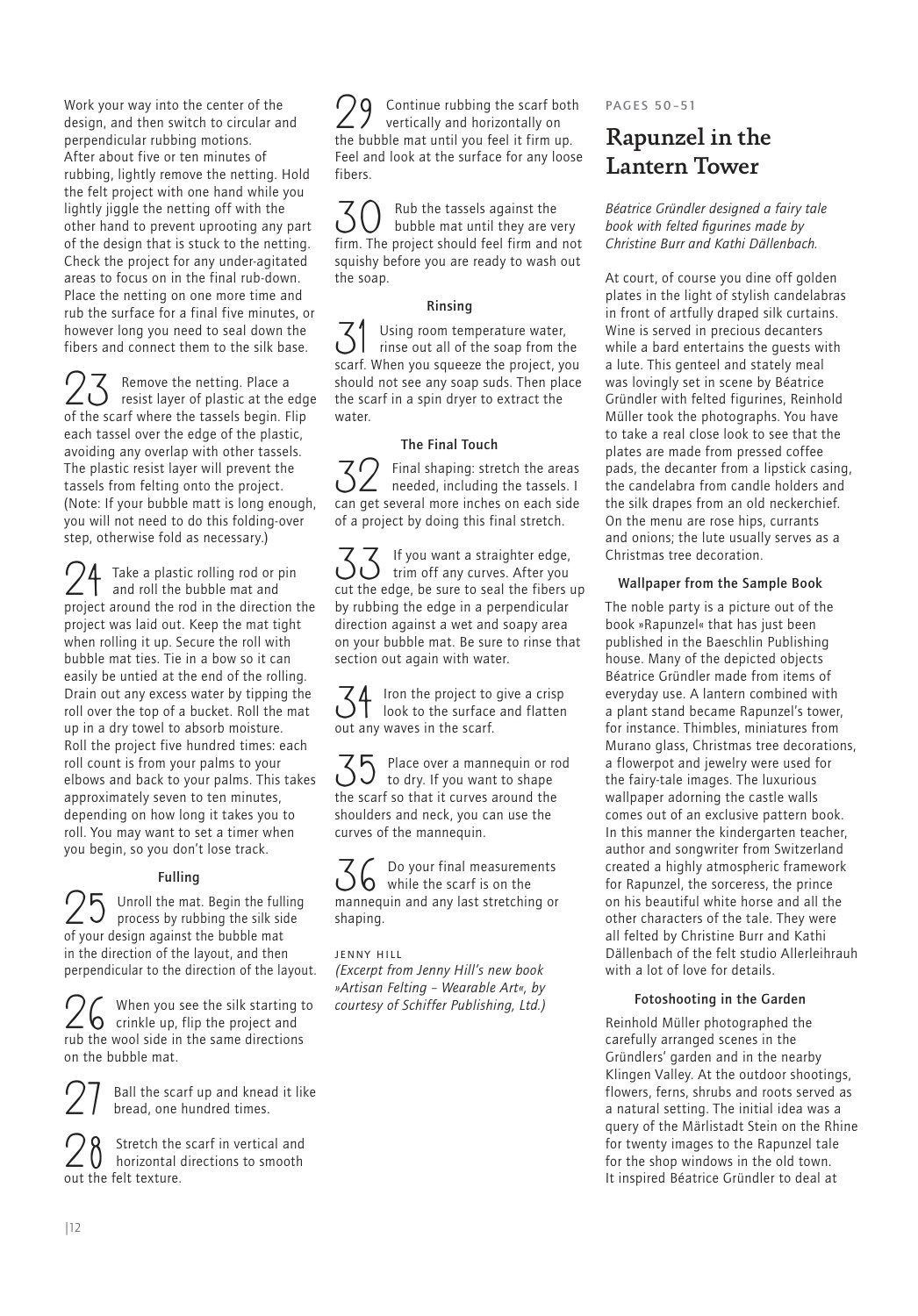Work your way into the center of the design, and then switch to circular and perpendicular rubbing motions. After about five or ten minutes of rubbing, lightly remove the netting. Hold the felt project with one hand while you lightly jiggle the netting off with the other hand to prevent uprooting any part of the design that is stuck to the netting. Check the project for any under-agitated areas to focus on in the final rub-down. Place the netting on one more time and rub the surface for a final five minutes, or however long you need to seal down the fibers and connect them to the silk base.

23 Remove the netting. Place a resist layer of plastic at the edge of the scarf where the tassels begin. Flip each tassel over the edge of the plastic, avoiding any overlap with other tassels. The plastic resist layer will prevent the tassels from felting onto the project. (Note: If your bubble matt is long enough, you will not need to do this folding-over step, otherwise fold as necessary.)

24 Take a plastic rolling rod or pin and roll the bubble mat and project around the rod in the direction the project was laid out. Keep the mat tight when rolling it up. Secure the roll with bubble mat ties. Tie in a bow so it can easily be untied at the end of the rolling. Drain out any excess water by tipping the roll over the top of a bucket. Roll the mat up in a dry towel to absorb moisture. Roll the project five hundred times: each roll count is from your palms to your elbows and back to your palms. This takes approximately seven to ten minutes, depending on how long it takes you to roll. You may want to set a timer when you begin, so you don't lose track.

#### Fulling

25 Unroll the mat. Begin the fulling process by rubbing the silk side of your design against the bubble mat in the direction of the layout, and then perpendicular to the direction of the layout.

26 When you see the silk starting to crinkle up, flip the project and rub the wool side in the same directions on the bubble mat.

27 Ball the scarf up and knead it like bread, one hundred times.

28 Stretch the scarf in vertical and horizontal directions to smooth out the felt texture.

29 Continue rubbing the scarf both vertically and horizontally on the bubble mat until you feel it firm up. Feel and look at the surface for any loose fibers.

30 Rub the tassels against the bubble mat until they are very firm. The project should feel firm and not squishy before you are ready to wash out the soap.

#### Rinsing

31 Using room temperature water, rinse out all of the soap from the scarf. When you squeeze the project, you should not see any soap suds. Then place the scarf in a spin dryer to extract the water.

#### The Final Touch

32 Final shaping: stretch the areas needed, including the tassels. I can get several more inches on each side of a project by doing this final stretch.

33 If you want a straighter edge, trim off any curves. After you cut the edge, be sure to seal the fibers up by rubbing the edge in a perpendicular direction against a wet and soapy area on your bubble mat. Be sure to rinse that section out again with water.

34 Iron the project to give a crisp look to the surface and flatten out any waves in the scarf.

35 Place over a mannequin or rod to dry. If you want to shape the scarf so that it curves around the shoulders and neck, you can use the curves of the mannequin.

36 Do your final measurements while the scarf is on the mannequin and any last stretching or shaping.

JENNY HILL

*(Excerpt from Jenny Hill's new book »Artisan Felting – Wearable Art«, by courtesy of Schiffer Publishing, Ltd.)*

PAGES 50–51

## Rapunzel in the Lantern Tower

*Béatrice Gründler designed a fairy tale book with felted figurines made by Christine Burr and Kathi Dällenbach.*

At court, of course you dine off golden plates in the light of stylish candelabras in front of artfully draped silk curtains. Wine is served in precious decanters while a bard entertains the guests with a lute. This genteel and stately meal was lovingly set in scene by Béatrice Gründler with felted figurines, Reinhold Müller took the photographs. You have to take a real close look to see that the plates are made from pressed coffee pads, the decanter from a lipstick casing, the candelabra from candle holders and the silk drapes from an old neckerchief. On the menu are rose hips, currants and onions; the lute usually serves as a Christmas tree decoration.

#### Wallpaper from the Sample Book

The noble party is a picture out of the book »Rapunzel« that has just been published in the Baeschlin Publishing house. Many of the depicted objects Béatrice Gründler made from items of everyday use. A lantern combined with a plant stand became Rapunzel's tower, for instance. Thimbles, miniatures from Murano glass, Christmas tree decorations, a flowerpot and jewelry were used for the fairy-tale images. The luxurious wallpaper adorning the castle walls comes out of an exclusive pattern book. In this manner the kindergarten teacher, author and songwriter from Switzerland created a highly atmospheric framework for Rapunzel, the sorceress, the prince on his beautiful white horse and all the other characters of the tale. They were all felted by Christine Burr and Kathi Dällenbach of the felt studio Allerleihrauh with a lot of love for details.

#### Fotoshooting in the Garden

Reinhold Müller photographed the carefully arranged scenes in the Gründlers' garden and in the nearby Klingen Valley. At the outdoor shootings, flowers, ferns, shrubs and roots served as a natural setting. The initial idea was a query of the Märlistadt Stein on the Rhine for twenty images to the Rapunzel tale for the shop windows in the old town. It inspired Béatrice Gründler to deal at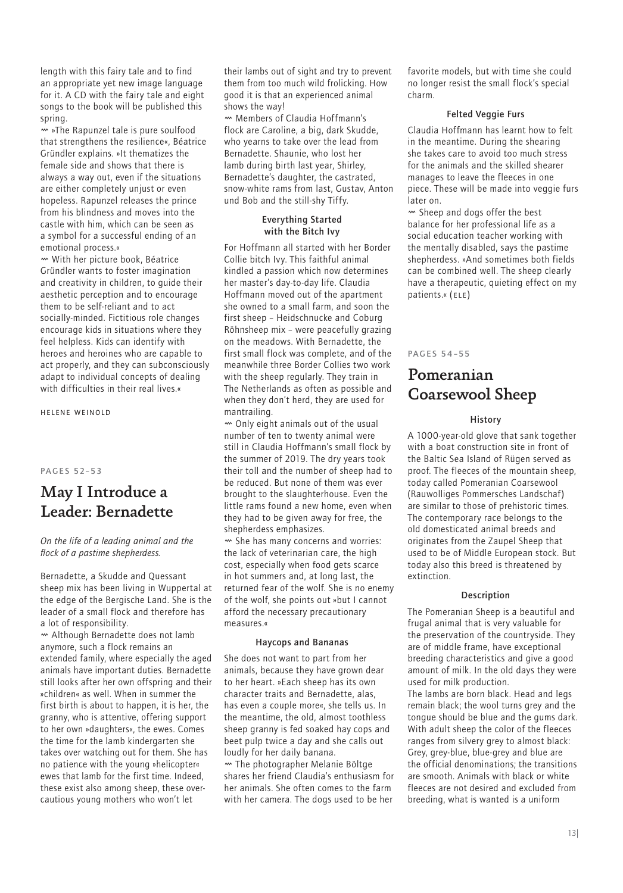length with this fairy tale and to find an appropriate yet new image language for it. A CD with the fairy tale and eight songs to the book will be published this spring.

〰 »The Rapunzel tale is pure soulfood that strengthens the resilience«, Béatrice Gründler explains. »It thematizes the female side and shows that there is always a way out, even if the situations are either completely unjust or even hopeless. Rapunzel releases the prince from his blindness and moves into the castle with him, which can be seen as a symbol for a successful ending of an emotional process.«

〰 With her picture book, Béatrice Gründler wants to foster imagination and creativity in children, to guide their aesthetic perception and to encourage them to be self-reliant and to act socially-minded. Fictitious role changes encourage kids in situations where they feel helpless. Kids can identify with heroes and heroines who are capable to act properly, and they can subconsciously adapt to individual concepts of dealing with difficulties in their real lives.«

HELENE WEINOLD

PAGES 52–53

## May I Introduce a Leader: Bernadette

*On the life of a leading animal and the flock of a pastime shepherdess.*

Bernadette, a Skudde and Quessant sheep mix has been living in Wuppertal at the edge of the Bergische Land. She is the leader of a small flock and therefore has a lot of responsibility.

〰 Although Bernadette does not lamb anymore, such a flock remains an extended family, where especially the aged animals have important duties. Bernadette still looks after her own offspring and their »children« as well. When in summer the first birth is about to happen, it is her, the granny, who is attentive, offering support to her own »daughters«, the ewes. Comes the time for the lamb kindergarten she takes over watching out for them. She has no patience with the young »helicopter« ewes that lamb for the first time. Indeed, these exist also among sheep, these over-cautious young mothers who won't let their lambs out of sight and try to prevent them from too much wild frolicking. How good it is that an experienced animal shows the way!

〰 Members of Claudia Hoffmann's flock are Caroline, a big, dark Skudde, who yearns to take over the lead from Bernadette. Shaunie, who lost her lamb during birth last year, Shirley, Bernadette's daughter, the castrated, snow-white rams from last, Gustav, Anton und Bob and the still-shy Tiffy.

### Everything Started with the Bitch Ivy

For Hoffmann all started with her Border Collie bitch Ivy. This faithful animal kindled a passion which now determines her master's day-to-day life. Claudia Hoffmann moved out of the apartment she owned to a small farm, and soon the first sheep – Heidschnucke and Coburg Röhnsheep mix – were peacefully grazing on the meadows. With Bernadette, the first small flock was complete, and of the meanwhile three Border Collies two work with the sheep regularly. They train in The Netherlands as often as possible and when they don't herd, they are used for mantrailing.

〰 Only eight animals out of the usual number of ten to twenty animal were still in Claudia Hoffmann's small flock by the summer of 2019. The dry years took their toll and the number of sheep had to be reduced. But none of them was ever brought to the slaughterhouse. Even the little rams found a new home, even when they had to be given away for free, the shepherdess emphasizes.

〰 She has many concerns and worries: the lack of veterinarian care, the high cost, especially when food gets scarce in hot summers and, at long last, the returned fear of the wolf. She is no enemy of the wolf, she points out »but I cannot afford the necessary precautionary measures.«

### Haycops and Bananas

She does not want to part from her animals, because they have grown dear to her heart. »Each sheep has its own character traits and Bernadette, alas, has even a couple more«, she tells us. In the meantime, the old, almost toothless sheep granny is fed soaked hay cops and beet pulp twice a day and she calls out loudly for her daily banana.

〰 The photographer Melanie Böltge shares her friend Claudia's enthusiasm for her animals. She often comes to the farm with her camera. The dogs used to be her favorite models, but with time she could no longer resist the small flock's special charm.

### Felted Veggie Furs

Claudia Hoffmann has learnt how to felt in the meantime. During the shearing she takes care to avoid too much stress for the animals and the skilled shearer manages to leave the fleeces in one piece. These will be made into veggie furs later on.

〰 Sheep and dogs offer the best balance for her professional life as a social education teacher working with the mentally disabled, says the pastime shepherdess. »And sometimes both fields can be combined well. The sheep clearly have a therapeutic, quieting effect on my patients.« (ELE)

PAGES 54–55

## Pomeranian Coarsewool Sheep

### History

A 1000-year-old glove that sank together with a boat construction site in front of the Baltic Sea Island of Rügen served as proof. The fleeces of the mountain sheep, today called Pomeranian Coarsewool (Rauwolliges Pommersches Landschaf) are similar to those of prehistoric times. The contemporary race belongs to the old domesticated animal breeds and originates from the Zaupel Sheep that used to be of Middle European stock. But today also this breed is threatened by extinction.

### Description

The Pomeranian Sheep is a beautiful and frugal animal that is very valuable for the preservation of the countryside. They are of middle frame, have exceptional breeding characteristics and give a good amount of milk. In the old days they were used for milk production.

The lambs are born black. Head and legs remain black; the wool turns grey and the tongue should be blue and the gums dark. With adult sheep the color of the fleeces ranges from silvery grey to almost black: Grey, grey-blue, blue-grey and blue are the official denominations; the transitions are smooth. Animals with black or white fleeces are not desired and excluded from breeding, what is wanted is a uniform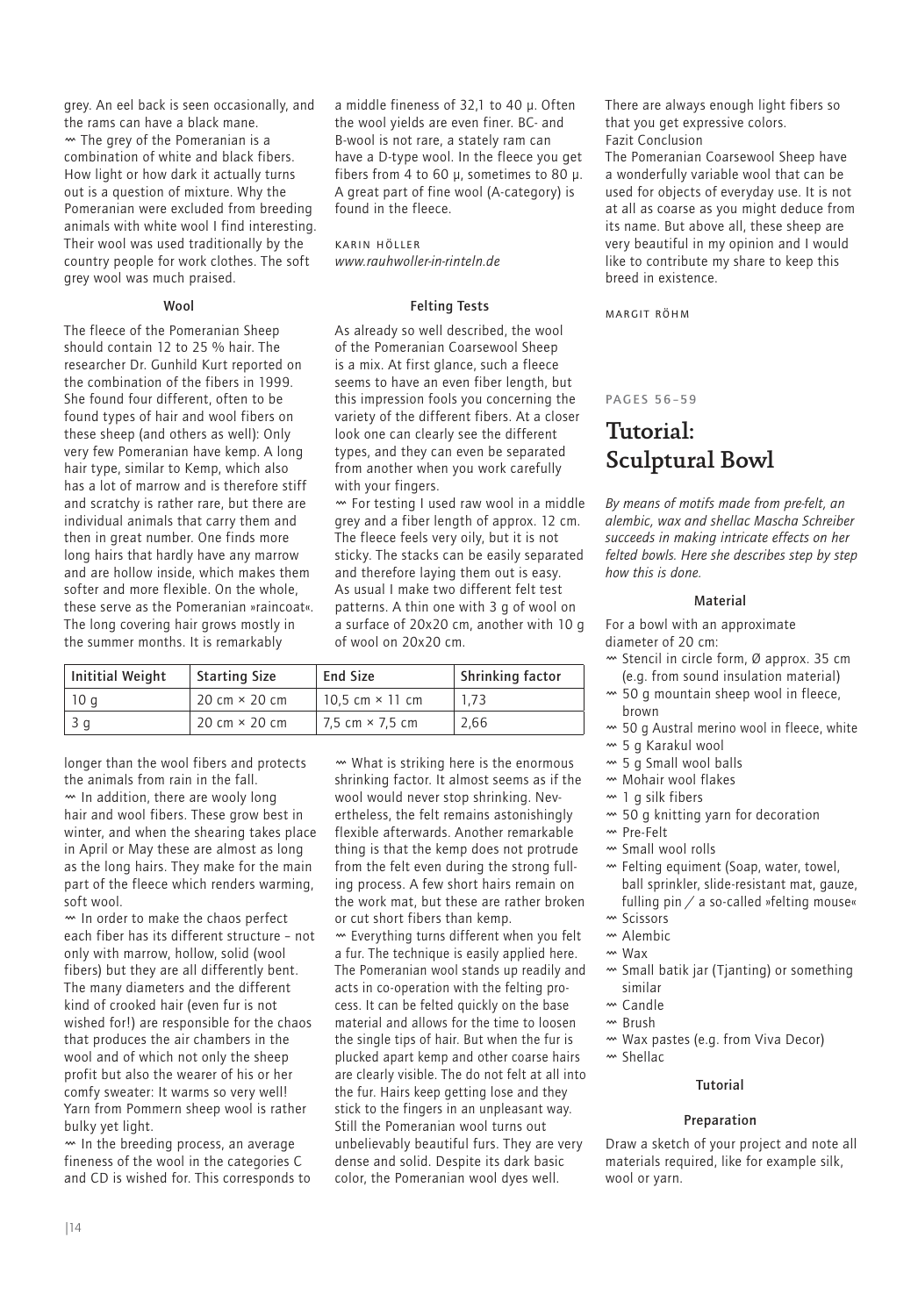grey. An eel back is seen occasionally, and the rams can have a black mane.

〰 The grey of the Pomeranian is a combination of white and black fibers. How light or how dark it actually turns out is a question of mixture. Why the Pomeranian were excluded from breeding animals with white wool I find interesting. Their wool was used traditionally by the country people for work clothes. The soft grey wool was much praised.

### Wool

The fleece of the Pomeranian Sheep should contain 12 to 25 % hair. The researcher Dr. Gunhild Kurt reported on the combination of the fibers in 1999. She found four different, often to be found types of hair and wool fibers on these sheep (and others as well): Only very few Pomeranian have kemp. A long hair type, similar to Kemp, which also has a lot of marrow and is therefore stiff and scratchy is rather rare, but there are individual animals that carry them and then in great number. One finds more long hairs that hardly have any marrow and are hollow inside, which makes them softer and more flexible. On the whole, these serve as the Pomeranian »raincoat«. The long covering hair grows mostly in the summer months. It is remarkably longer than the wool fibers and protects the animals from rain in the fall.

〰 In addition, there are wooly long hair and wool fibers. These grow best in winter, and when the shearing takes place in April or May these are almost as long as the long hairs. They make for the main part of the fleece which renders warming, soft wool.

〰 In order to make the chaos perfect each fiber has its different structure – not only with marrow, hollow, solid (wool fibers) but they are all differently bent. The many diameters and the different kind of crooked hair (even fur is not wished for!) are responsible for the chaos that produces the air chambers in the wool and of which not only the sheep profit but also the wearer of his or her comfy sweater: It warms so very well! Yarn from Pommern sheep wool is rather bulky yet light.

〰 In the breeding process, an average fineness of the wool in the categories C and CD is wished for. This corresponds to a middle fineness of 32,1 to 40 µ. Often the wool yields are even finer. BC- and B-wool is not rare, a stately ram can have a D-type wool. In the fleece you get fibers from 4 to 60 µ, sometimes to 80 µ. A great part of fine wool (A-category) is found in the fleece.

KARIN HÖLLER
*www.rauhwoller-in-rinteln.de*

### Felting Tests

As already so well described, the wool of the Pomeranian Coarsewool Sheep is a mix. At first glance, such a fleece seems to have an even fiber length, but this impression fools you concerning the variety of the different fibers. At a closer look one can clearly see the different types, and they can even be separated from another when you work carefully with your fingers.

〰 For testing I used raw wool in a middle grey and a fiber length of approx. 12 cm. The fleece feels very oily, but it is not sticky. The stacks can be easily separated and therefore laying them out is easy. As usual I make two different felt test patterns. A thin one with 3 g of wool on a surface of 20x20 cm, another with 10 g of wool on 20x20 cm.

| Inititial Weight | Starting Size | End Size | Shrinking factor |
|---|---|---|---|
| 10 g | 20 cm × 20 cm | 10,5 cm × 11 cm | 1,73 |
| 3 g | 20 cm × 20 cm | 7,5 cm × 7,5 cm | 2,66 |

〰 What is striking here is the enormous shrinking factor. It almost seems as if the wool would never stop shrinking. Nevertheless, the felt remains astonishingly flexible afterwards. Another remarkable thing is that the kemp does not protrude from the felt even during the strong fulling process. A few short hairs remain on the work mat, but these are rather broken or cut short fibers than kemp.

〰 Everything turns different when you felt a fur. The technique is easily applied here. The Pomeranian wool stands up readily and acts in co-operation with the felting process. It can be felted quickly on the base material and allows for the time to loosen the single tips of hair. But when the fur is plucked apart kemp and other coarse hairs are clearly visible. The do not felt at all into the fur. Hairs keep getting lose and they stick to the fingers in an unpleasant way. Still the Pomeranian wool turns out unbelievably beautiful furs. They are very dense and solid. Despite its dark basic color, the Pomeranian wool dyes well. There are always enough light fibers so that you get expressive colors.

Fazit Conclusion

The Pomeranian Coarsewool Sheep have a wonderfully variable wool that can be used for objects of everyday use. It is not at all as coarse as you might deduce from its name. But above all, these sheep are very beautiful in my opinion and I would like to contribute my share to keep this breed in existence.

MARGIT RÖHM

PAGES 56–59

# Tutorial: Sculptural Bowl

*By means of motifs made from pre-felt, an alembic, wax and shellac Mascha Schreiber succeeds in making intricate effects on her felted bowls. Here she describes step by step how this is done.*

### Material

For a bowl with an approximate diameter of 20 cm:

- 〰 Stencil in circle form, Ø approx. 35 cm (e.g. from sound insulation material)
- 〰 50 g mountain sheep wool in fleece, brown
- 〰 50 g Austral merino wool in fleece, white
- 〰 5 g Karakul wool
- 〰 5 g Small wool balls
- 〰 Mohair wool flakes
- 〰 1 g silk fibers
- 〰 50 g knitting yarn for decoration
- 〰 Pre-Felt
- 〰 Small wool rolls
- 〰 Felting equipment (Soap, water, towel, ball sprinkler, slide-resistant mat, gauze, fulling pin / a so-called »felting mouse«
- 〰 Scissors
- 〰 Alembic
- 〰 Wax
- 〰 Small batik jar (Tjanting) or something similar
- 〰 Candle
- 〰 Brush
- 〰 Wax pastes (e.g. from Viva Decor)
- 〰 Shellac

### Tutorial

#### Preparation

Draw a sketch of your project and note all materials required, like for example silk, wool or yarn.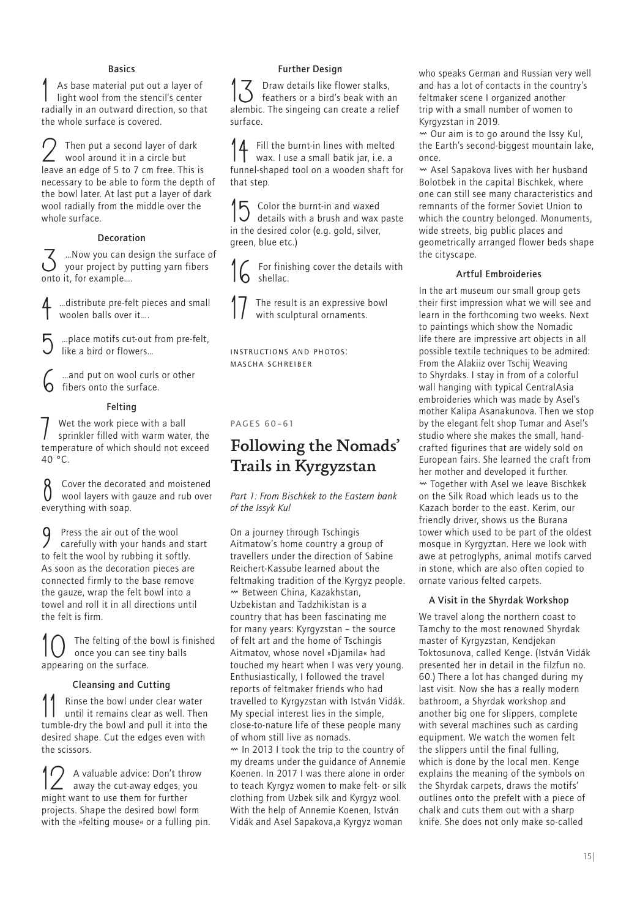### Basics

1 As base material put out a layer of light wool from the stencil's center radially in an outward direction, so that the whole surface is covered.

2 Then put a second layer of dark wool around it in a circle but leave an edge of 5 to 7 cm free. This is necessary to be able to form the depth of the bowl later. At last put a layer of dark wool radially from the middle over the whole surface.

### Decoration

3 ...Now you can design the surface of your project by putting yarn fibers onto it, for example....

4 ...distribute pre-felt pieces and small woolen balls over it....

5 ...place motifs cut-out from pre-felt, like a bird or flowers...

6 ...and put on wool curls or other fibers onto the surface.

### Felting

7 Wet the work piece with a ball sprinkler filled with warm water, the temperature of which should not exceed 40 °C.

8 Cover the decorated and moistened wool layers with gauze and rub over everything with soap.

9 Press the air out of the wool carefully with your hands and start to felt the wool by rubbing it softly. As soon as the decoration pieces are connected firmly to the base remove the gauze, wrap the felt bowl into a towel and roll it in all directions until the felt is firm.

10 The felting of the bowl is finished once you can see tiny balls appearing on the surface.

### Cleansing and Cutting

11 Rinse the bowl under clear water until it remains clear as well. Then tumble-dry the bowl and pull it into the desired shape. Cut the edges even with the scissors.

12 A valuable advice: Don't throw away the cut-away edges, you might want to use them for further projects. Shape the desired bowl form with the »felting mouse« or a fulling pin.

### Further Design

13 Draw details like flower stalks, feathers or a bird's beak with an alembic. The singeing can create a relief surface.

14 Fill the burnt-in lines with melted wax. I use a small batik jar, i.e. a funnel-shaped tool on a wooden shaft for that step.

15 Color the burnt-in and waxed details with a brush and wax paste in the desired color (e.g. gold, silver, green, blue etc.)

16 For finishing cover the details with shellac.

17 The result is an expressive bowl with sculptural ornaments.

INSTRUCTIONS AND PHOTOS: MASCHA SCHREIBER

PAGES 60–61

# Following the Nomads' Trails in Kyrgyzstan

*Part 1: From Bischkek to the Eastern bank of the Issyk Kul*

On a journey through Tschingis Aitmatow's home country a group of travellers under the direction of Sabine Reichert-Kassube learned about the feltmaking tradition of the Kyrgyz people.

〰 Between China, Kazakhstan, Uzbekistan and Tadzhikistan is a country that has been fascinating me for many years: Kyrgyzstan – the source of felt art and the home of Tschingis Aitmatov, whose novel »Djamila« had touched my heart when I was very young. Enthusiastically, I followed the travel reports of feltmaker friends who had travelled to Kyrgyzstan with István Vidák. My special interest lies in the simple, close-to-nature life of these people many of whom still live as nomads.

〰 In 2013 I took the trip to the country of my dreams under the guidance of Annemie Koenen. In 2017 I was there alone in order to teach Kyrgyz women to make felt- or silk clothing from Uzbek silk and Kyrgyz wool. With the help of Annemie Koenen, István Vidák and Asel Sapakova,a Kyrgyz woman who speaks German and Russian very well and has a lot of contacts in the country's feltmaker scene I organized another trip with a small number of women to Kyrgyzstan in 2019.

〰 Our aim is to go around the Issy Kul, the Earth's second-biggest mountain lake, once.

〰 Asel Sapakova lives with her husband Bolotbek in the capital Bischkek, where one can still see many characteristics and remnants of the former Soviet Union to which the country belonged. Monuments, wide streets, big public places and geometrically arranged flower beds shape the cityscape.

### Artful Embroideries

In the art museum our small group gets their first impression what we will see and learn in the forthcoming two weeks. Next to paintings which show the Nomadic life there are impressive art objects in all possible textile techniques to be admired: From the Alakiiz over Tschij Weaving to Shyrdaks. I stay in front of a colorful wall hanging with typical CentralAsia embroideries which was made by Asel's mother Kalipa Asanakunova. Then we stop by the elegant felt shop Tumar and Asel's studio where she makes the small, hand-crafted figurines that are widely sold on European fairs. She learned the craft from her mother and developed it further.

〰 Together with Asel we leave Bischkek on the Silk Road which leads us to the Kazach border to the east. Kerim, our friendly driver, shows us the Burana tower which used to be part of the oldest mosque in Kyrgyztan. Here we look with awe at petroglyphs, animal motifs carved in stone, which are also often copied to ornate various felted carpets.

### A Visit in the Shyrdak Workshop

We travel along the northern coast to Tamchy to the most renowned Shyrdak master of Kyrgyzstan, Kendjekan Toktosunova, called Kenge. (István Vidák presented her in detail in the filzfun no. 60.) There a lot has changed during my last visit. Now she has a really modern bathroom, a Shyrdak workshop and another big one for slippers, complete with several machines such as carding equipment. We watch the women felt the slippers until the final fulling, which is done by the local men. Kenge explains the meaning of the symbols on the Shyrdak carpets, draws the motifs' outlines onto the prefelt with a piece of chalk and cuts them out with a sharp knife. She does not only make so-called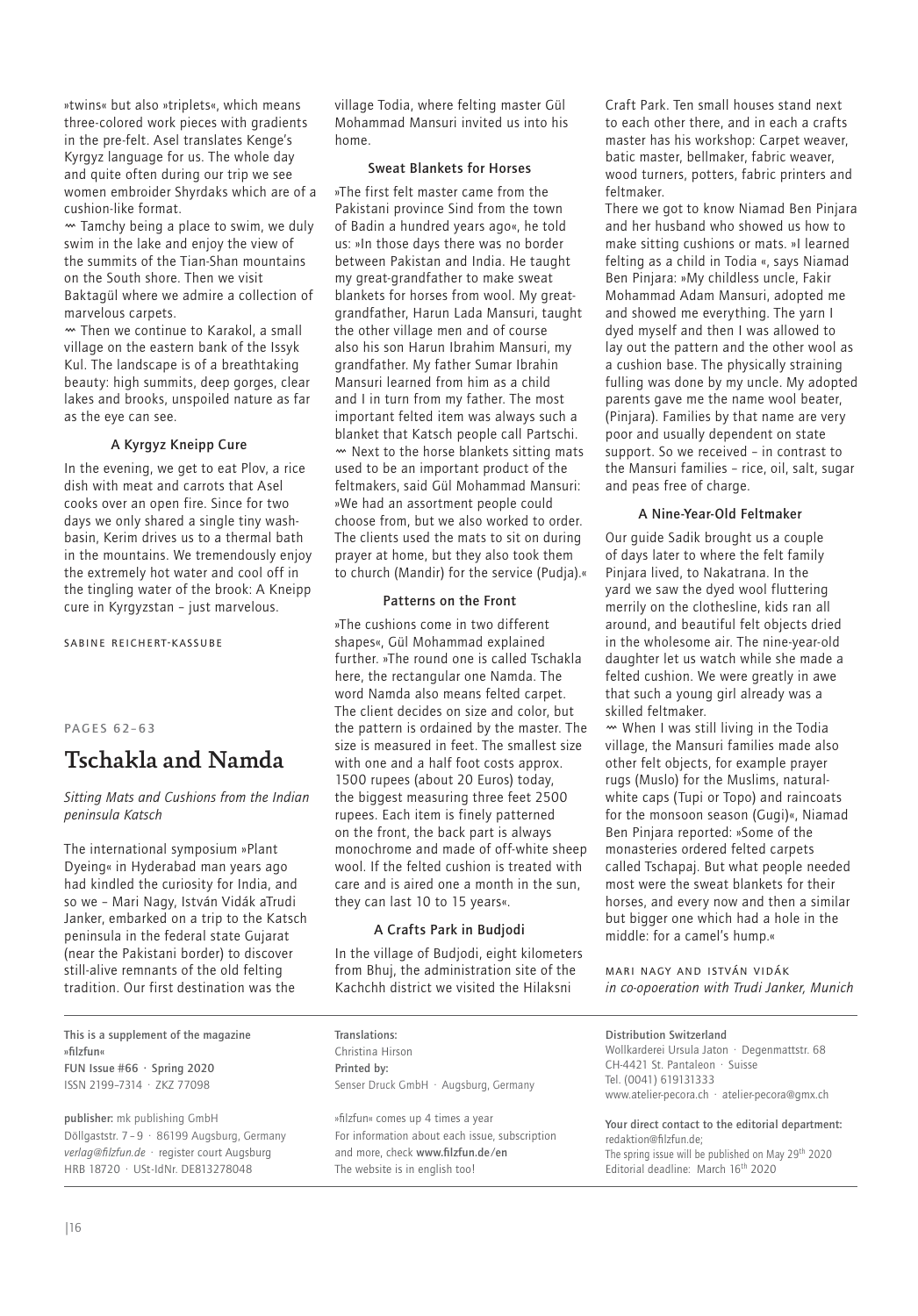»twins« but also »triplets«, which means three-colored work pieces with gradients in the pre-felt. Asel translates Kenge's Kyrgyz language for us. The whole day and quite often during our trip we see women embroider Shyrdaks which are of a cushion-like format.

〰 Tamchy being a place to swim, we duly swim in the lake and enjoy the view of the summits of the Tian-Shan mountains on the South shore. Then we visit Baktagül where we admire a collection of marvelous carpets.

〰 Then we continue to Karakol, a small village on the eastern bank of the Issyk Kul. The landscape is of a breathtaking beauty: high summits, deep gorges, clear lakes and brooks, unspoiled nature as far as the eye can see.

### A Kyrgyz Kneipp Cure

In the evening, we get to eat Plov, a rice dish with meat and carrots that Asel cooks over an open fire. Since for two days we only shared a single tiny wash-basin, Kerim drives us to a thermal bath in the mountains. We tremendously enjoy the extremely hot water and cool off in the tingling water of the brook: A Kneipp cure in Kyrgyzstan – just marvelous.

SABINE REICHERT-KASSUBE

PAGES 62–63

## Tschakla and Namda

*Sitting Mats and Cushions from the Indian peninsula Katsch*

The international symposium »Plant Dyeing« in Hyderabad man years ago had kindled the curiosity for India, and so we – Mari Nagy, István Vidák aTrudi Janker, embarked on a trip to the Katsch peninsula in the federal state Gujarat (near the Pakistani border) to discover still-alive remnants of the old felting tradition. Our first destination was the village Todia, where felting master Gül Mohammad Mansuri invited us into his home.

### Sweat Blankets for Horses

»The first felt master came from the Pakistani province Sind from the town of Badin a hundred years ago«, he told us: »In those days there was no border between Pakistan and India. He taught my great-grandfather to make sweat blankets for horses from wool. My great-grandfather, Harun Lada Mansuri, taught the other village men and of course also his son Harun Ibrahim Mansuri, my grandfather. My father Sumar Ibrahin Mansuri learned from him as a child and I in turn from my father. The most important felted item was always such a blanket that Katsch people call Partschi.

〰 Next to the horse blankets sitting mats used to be an important product of the feltmakers, said Gül Mohammad Mansuri: »We had an assortment people could choose from, but we also worked to order. The clients used the mats to sit on during prayer at home, but they also took them to church (Mandir) for the service (Pudja).«

### Patterns on the Front

»The cushions come in two different shapes«, Gül Mohammad explained further. »The round one is called Tschakla here, the rectangular one Namda. The word Namda also means felted carpet. The client decides on size and color, but the pattern is ordained by the master. The size is measured in feet. The smallest size with one and a half foot costs approx. 1500 rupees (about 20 Euros) today, the biggest measuring three feet 2500 rupees. Each item is finely patterned on the front, the back part is always monochrome and made of off-white sheep wool. If the felted cushion is treated with care and is aired one a month in the sun, they can last 10 to 15 years«.

### A Crafts Park in Budjodi

In the village of Budjodi, eight kilometers from Bhuj, the administration site of the Kachchh district we visited the Hilaksni Craft Park. Ten small houses stand next to each other there, and in each a crafts master has his workshop: Carpet weaver, batic master, bellmaker, fabric weaver, wood turners, potters, fabric printers and feltmaker.

There we got to know Niamad Ben Pinjara and her husband who showed us how to make sitting cushions or mats. »I learned felting as a child in Todia «, says Niamad Ben Pinjara: »My childless uncle, Fakir Mohammad Adam Mansuri, adopted me and showed me everything. The yarn I dyed myself and then I was allowed to lay out the pattern and the other wool as a cushion base. The physically straining fulling was done by my uncle. My adopted parents gave me the name wool beater, (Pinjara). Families by that name are very poor and usually dependent on state support. So we received – in contrast to the Mansuri families – rice, oil, salt, sugar and peas free of charge.

### A Nine-Year-Old Feltmaker

Our guide Sadik brought us a couple of days later to where the felt family Pinjara lived, to Nakatrana. In the yard we saw the dyed wool fluttering merrily on the clothesline, kids ran all around, and beautiful felt objects dried in the wholesome air. The nine-year-old daughter let us watch while she made a felted cushion. We were greatly in awe that such a young girl already was a skilled feltmaker.

〰 When I was still living in the Todia village, the Mansuri families made also other felt objects, for example prayer rugs (Muslo) for the Muslims, natural-white caps (Tupi or Topo) and raincoats for the monsoon season (Gugi)«, Niamad Ben Pinjara reported: »Some of the monasteries ordered felted carpets called Tschapaj. But what people needed most were the sweat blankets for their horses, and every now and then a similar but bigger one which had a hole in the middle: for a camel's hump.«

MARI NAGY AND ISTVÁN VIDÁK
*in co-opoeration with Trudi Janker, Munich*

---

**This is a supplement of the magazine »filzfun«**
**FUN Issue #66 · Spring 2020**
ISSN 2199-7314 · ZKZ 77098

**publisher:** mk publishing GmbH
Döllgaststr. 7–9 · 86199 Augsburg, Germany
*verlag@filzfun.de* · register court Augsburg
HRB 18720 · USt-IdNr. DE813278048

**Translations:**
Christina Hirson
**Printed by:**
Senser Druck GmbH · Augsburg, Germany

»filzfun« comes up 4 times a year
For information about each issue, subscription and more, check **www.filzfun.de/en**
The website is in english too!

**Distribution Switzerland**
Wollkarderei Ursula Jaton · Degenmattstr. 68
CH-4421 St. Pantaleon · Suisse
Tel. (0041) 619131333
www.atelier-pecora.ch · atelier-pecora@gmx.ch

**Your direct contact to the editorial department:**
redaktion@filzfun.de;
The spring issue will be published on May 29th 2020
Editorial deadline: March 16th 2020